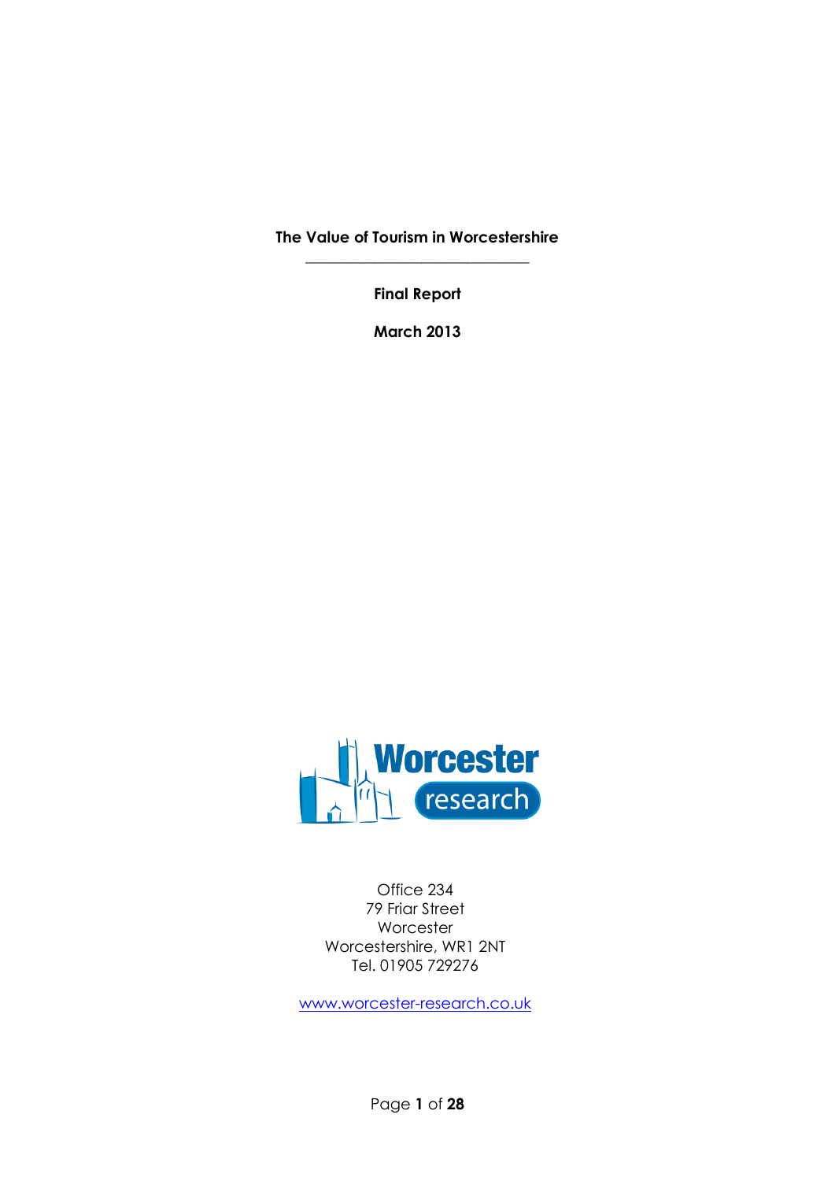# The Value of Tourism in Worcestershire

**Final Report**

**March 2013**

Worcester research

Office 234
79 Friar Street
Worcester
Worcestershire, WR1 2NT
Tel. 01905 729276

www.worcester-research.co.uk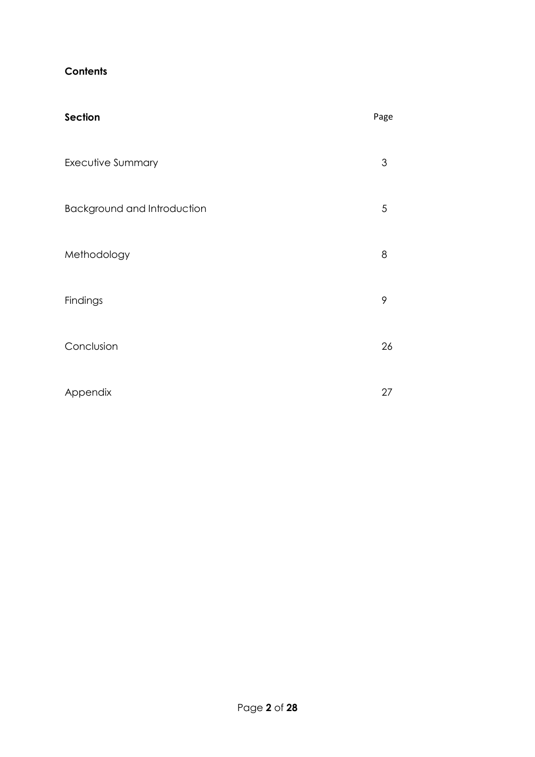**Contents**

| **Section** | Page |
|---|---|
| Executive Summary | 3 |
| Background and Introduction | 5 |
| Methodology | 8 |
| Findings | 9 |
| Conclusion | 26 |
| Appendix | 27 |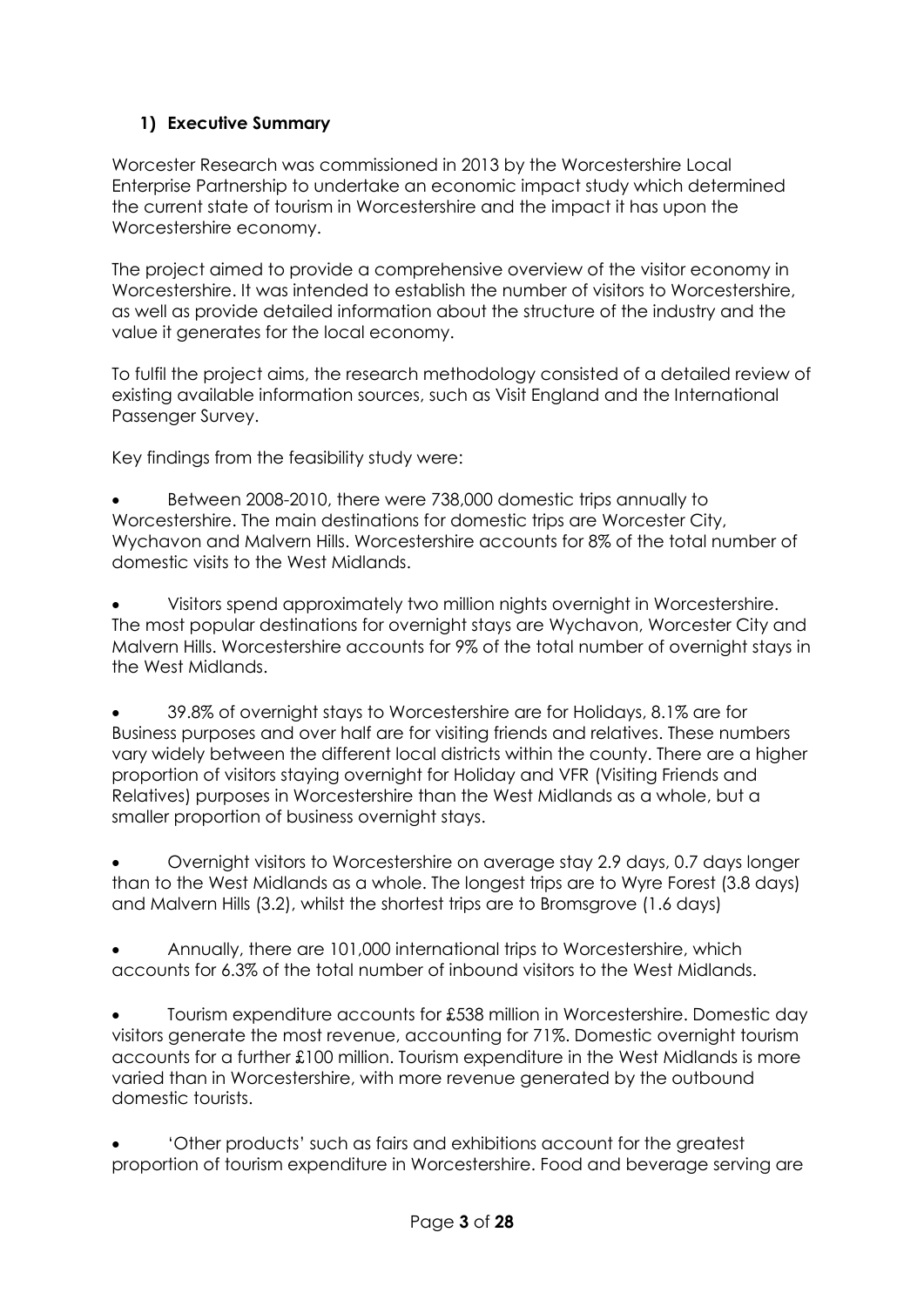## 1) Executive Summary

Worcester Research was commissioned in 2013 by the Worcestershire Local Enterprise Partnership to undertake an economic impact study which determined the current state of tourism in Worcestershire and the impact it has upon the Worcestershire economy.

The project aimed to provide a comprehensive overview of the visitor economy in Worcestershire. It was intended to establish the number of visitors to Worcestershire, as well as provide detailed information about the structure of the industry and the value it generates for the local economy.

To fulfil the project aims, the research methodology consisted of a detailed review of existing available information sources, such as Visit England and the International Passenger Survey.

Key findings from the feasibility study were:

- Between 2008-2010, there were 738,000 domestic trips annually to Worcestershire. The main destinations for domestic trips are Worcester City, Wychavon and Malvern Hills. Worcestershire accounts for 8% of the total number of domestic visits to the West Midlands.
- Visitors spend approximately two million nights overnight in Worcestershire. The most popular destinations for overnight stays are Wychavon, Worcester City and Malvern Hills. Worcestershire accounts for 9% of the total number of overnight stays in the West Midlands.
- 39.8% of overnight stays to Worcestershire are for Holidays, 8.1% are for Business purposes and over half are for visiting friends and relatives. These numbers vary widely between the different local districts within the county. There are a higher proportion of visitors staying overnight for Holiday and VFR (Visiting Friends and Relatives) purposes in Worcestershire than the West Midlands as a whole, but a smaller proportion of business overnight stays.
- Overnight visitors to Worcestershire on average stay 2.9 days, 0.7 days longer than to the West Midlands as a whole. The longest trips are to Wyre Forest (3.8 days) and Malvern Hills (3.2), whilst the shortest trips are to Bromsgrove (1.6 days)
- Annually, there are 101,000 international trips to Worcestershire, which accounts for 6.3% of the total number of inbound visitors to the West Midlands.
- Tourism expenditure accounts for £538 million in Worcestershire. Domestic day visitors generate the most revenue, accounting for 71%. Domestic overnight tourism accounts for a further £100 million. Tourism expenditure in the West Midlands is more varied than in Worcestershire, with more revenue generated by the outbound domestic tourists.
- 'Other products' such as fairs and exhibitions account for the greatest proportion of tourism expenditure in Worcestershire. Food and beverage serving are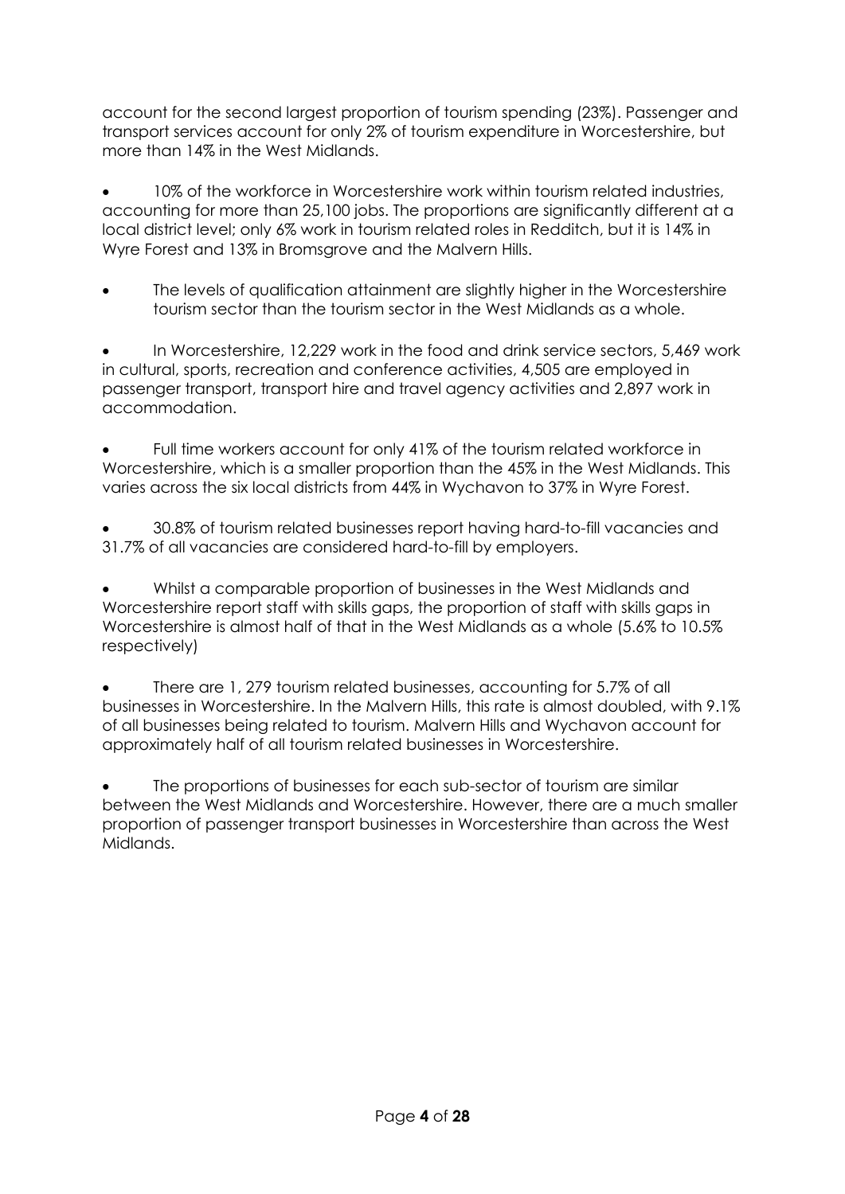account for the second largest proportion of tourism spending (23%). Passenger and transport services account for only 2% of tourism expenditure in Worcestershire, but more than 14% in the West Midlands.

- 10% of the workforce in Worcestershire work within tourism related industries, accounting for more than 25,100 jobs. The proportions are significantly different at a local district level; only 6% work in tourism related roles in Redditch, but it is 14% in Wyre Forest and 13% in Bromsgrove and the Malvern Hills.

- The levels of qualification attainment are slightly higher in the Worcestershire tourism sector than the tourism sector in the West Midlands as a whole.

- In Worcestershire, 12,229 work in the food and drink service sectors, 5,469 work in cultural, sports, recreation and conference activities, 4,505 are employed in passenger transport, transport hire and travel agency activities and 2,897 work in accommodation.

- Full time workers account for only 41% of the tourism related workforce in Worcestershire, which is a smaller proportion than the 45% in the West Midlands. This varies across the six local districts from 44% in Wychavon to 37% in Wyre Forest.

- 30.8% of tourism related businesses report having hard-to-fill vacancies and 31.7% of all vacancies are considered hard-to-fill by employers.

- Whilst a comparable proportion of businesses in the West Midlands and Worcestershire report staff with skills gaps, the proportion of staff with skills gaps in Worcestershire is almost half of that in the West Midlands as a whole (5.6% to 10.5% respectively)

- There are 1, 279 tourism related businesses, accounting for 5.7% of all businesses in Worcestershire. In the Malvern Hills, this rate is almost doubled, with 9.1% of all businesses being related to tourism. Malvern Hills and Wychavon account for approximately half of all tourism related businesses in Worcestershire.

- The proportions of businesses for each sub-sector of tourism are similar between the West Midlands and Worcestershire. However, there are a much smaller proportion of passenger transport businesses in Worcestershire than across the West Midlands.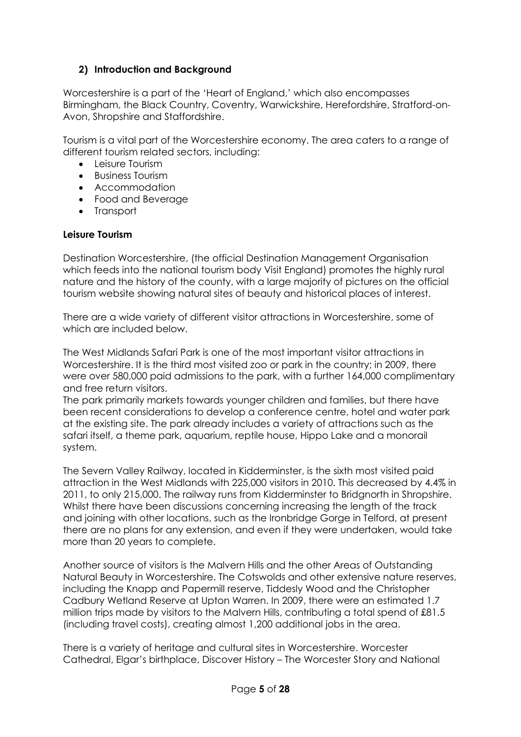## 2) Introduction and Background

Worcestershire is a part of the 'Heart of England,' which also encompasses Birmingham, the Black Country, Coventry, Warwickshire, Herefordshire, Stratford-on-Avon, Shropshire and Staffordshire.

Tourism is a vital part of the Worcestershire economy. The area caters to a range of different tourism related sectors, including:

- Leisure Tourism
- Business Tourism
- Accommodation
- Food and Beverage
- Transport

### Leisure Tourism

Destination Worcestershire, (the official Destination Management Organisation which feeds into the national tourism body Visit England) promotes the highly rural nature and the history of the county, with a large majority of pictures on the official tourism website showing natural sites of beauty and historical places of interest.

There are a wide variety of different visitor attractions in Worcestershire, some of which are included below.

The West Midlands Safari Park is one of the most important visitor attractions in Worcestershire. It is the third most visited zoo or park in the country; in 2009, there were over 580,000 paid admissions to the park, with a further 164,000 complimentary and free return visitors.
The park primarily markets towards younger children and families, but there have been recent considerations to develop a conference centre, hotel and water park at the existing site. The park already includes a variety of attractions such as the safari itself, a theme park, aquarium, reptile house, Hippo Lake and a monorail system.

The Severn Valley Railway, located in Kidderminster, is the sixth most visited paid attraction in the West Midlands with 225,000 visitors in 2010. This decreased by 4.4% in 2011, to only 215,000. The railway runs from Kidderminster to Bridgnorth in Shropshire. Whilst there have been discussions concerning increasing the length of the track and joining with other locations, such as the Ironbridge Gorge in Telford, at present there are no plans for any extension, and even if they were undertaken, would take more than 20 years to complete.

Another source of visitors is the Malvern Hills and the other Areas of Outstanding Natural Beauty in Worcestershire. The Cotswolds and other extensive nature reserves, including the Knapp and Papermill reserve, Tiddesly Wood and the Christopher Cadbury Wetland Reserve at Upton Warren. In 2009, there were an estimated 1.7 million trips made by visitors to the Malvern Hills, contributing a total spend of £81.5 (including travel costs), creating almost 1,200 additional jobs in the area.

There is a variety of heritage and cultural sites in Worcestershire. Worcester Cathedral, Elgar's birthplace, Discover History – The Worcester Story and National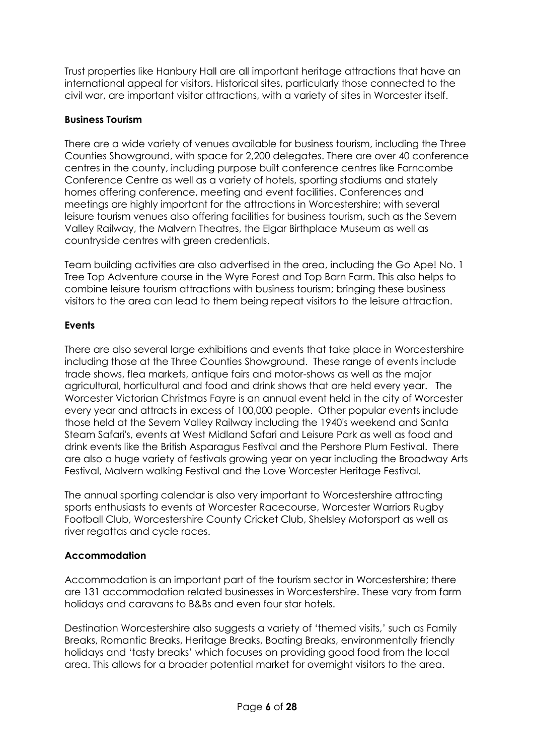Trust properties like Hanbury Hall are all important heritage attractions that have an international appeal for visitors. Historical sites, particularly those connected to the civil war, are important visitor attractions, with a variety of sites in Worcester itself.

**Business Tourism**

There are a wide variety of venues available for business tourism, including the Three Counties Showground, with space for 2,200 delegates. There are over 40 conference centres in the county, including purpose built conference centres like Farncombe Conference Centre as well as a variety of hotels, sporting stadiums and stately homes offering conference, meeting and event facilities. Conferences and meetings are highly important for the attractions in Worcestershire; with several leisure tourism venues also offering facilities for business tourism, such as the Severn Valley Railway, the Malvern Theatres, the Elgar Birthplace Museum as well as countryside centres with green credentials.

Team building activities are also advertised in the area, including the Go Ape! No. 1 Tree Top Adventure course in the Wyre Forest and Top Barn Farm. This also helps to combine leisure tourism attractions with business tourism; bringing these business visitors to the area can lead to them being repeat visitors to the leisure attraction.

**Events**

There are also several large exhibitions and events that take place in Worcestershire including those at the Three Counties Showground. These range of events include trade shows, flea markets, antique fairs and motor-shows as well as the major agricultural, horticultural and food and drink shows that are held every year. The Worcester Victorian Christmas Fayre is an annual event held in the city of Worcester every year and attracts in excess of 100,000 people. Other popular events include those held at the Severn Valley Railway including the 1940's weekend and Santa Steam Safari's, events at West Midland Safari and Leisure Park as well as food and drink events like the British Asparagus Festival and the Pershore Plum Festival. There are also a huge variety of festivals growing year on year including the Broadway Arts Festival, Malvern walking Festival and the Love Worcester Heritage Festival.

The annual sporting calendar is also very important to Worcestershire attracting sports enthusiasts to events at Worcester Racecourse, Worcester Warriors Rugby Football Club, Worcestershire County Cricket Club, Shelsley Motorsport as well as river regattas and cycle races.

**Accommodation**

Accommodation is an important part of the tourism sector in Worcestershire; there are 131 accommodation related businesses in Worcestershire. These vary from farm holidays and caravans to B&Bs and even four star hotels.

Destination Worcestershire also suggests a variety of 'themed visits,' such as Family Breaks, Romantic Breaks, Heritage Breaks, Boating Breaks, environmentally friendly holidays and 'tasty breaks' which focuses on providing good food from the local area. This allows for a broader potential market for overnight visitors to the area.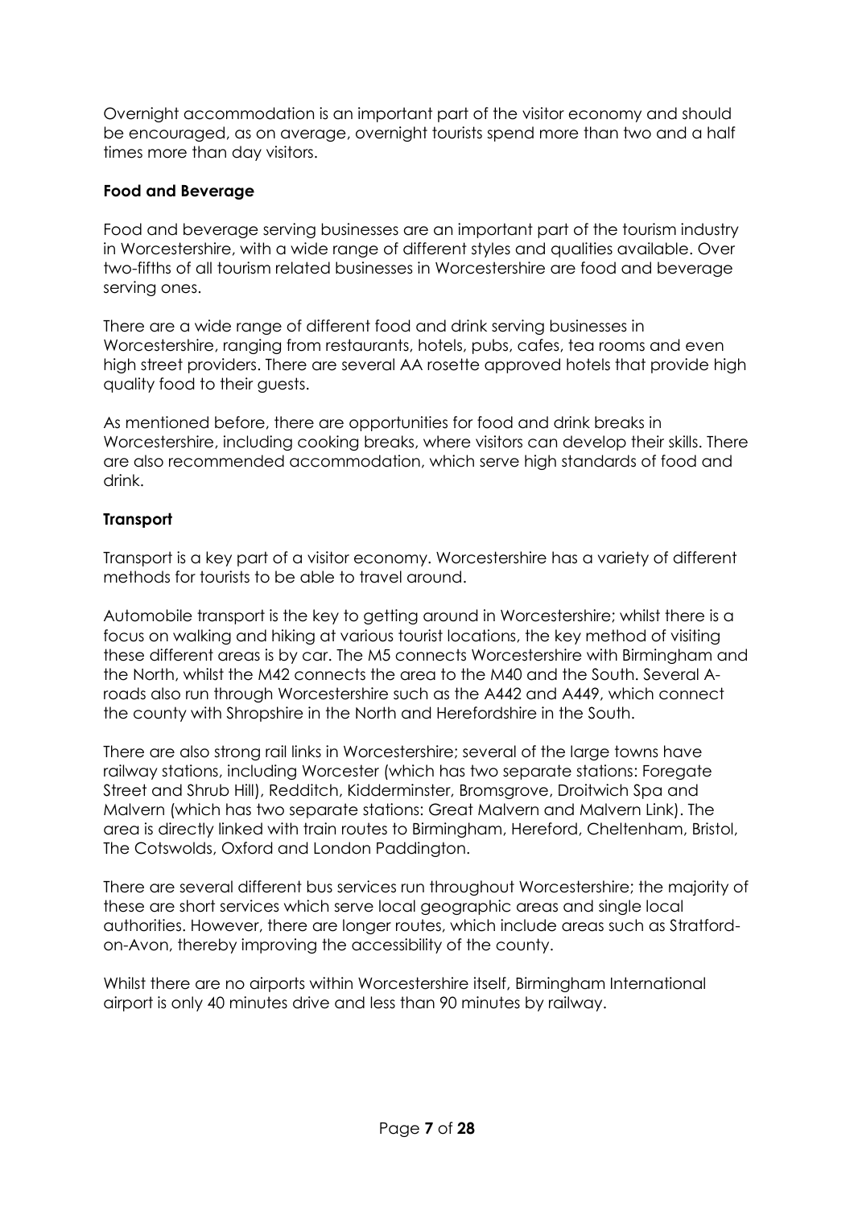Overnight accommodation is an important part of the visitor economy and should be encouraged, as on average, overnight tourists spend more than two and a half times more than day visitors.

**Food and Beverage**

Food and beverage serving businesses are an important part of the tourism industry in Worcestershire, with a wide range of different styles and qualities available. Over two-fifths of all tourism related businesses in Worcestershire are food and beverage serving ones.

There are a wide range of different food and drink serving businesses in Worcestershire, ranging from restaurants, hotels, pubs, cafes, tea rooms and even high street providers. There are several AA rosette approved hotels that provide high quality food to their guests.

As mentioned before, there are opportunities for food and drink breaks in Worcestershire, including cooking breaks, where visitors can develop their skills. There are also recommended accommodation, which serve high standards of food and drink.

**Transport**

Transport is a key part of a visitor economy. Worcestershire has a variety of different methods for tourists to be able to travel around.

Automobile transport is the key to getting around in Worcestershire; whilst there is a focus on walking and hiking at various tourist locations, the key method of visiting these different areas is by car. The M5 connects Worcestershire with Birmingham and the North, whilst the M42 connects the area to the M40 and the South. Several A-roads also run through Worcestershire such as the A442 and A449, which connect the county with Shropshire in the North and Herefordshire in the South.

There are also strong rail links in Worcestershire; several of the large towns have railway stations, including Worcester (which has two separate stations: Foregate Street and Shrub Hill), Redditch, Kidderminster, Bromsgrove, Droitwich Spa and Malvern (which has two separate stations: Great Malvern and Malvern Link). The area is directly linked with train routes to Birmingham, Hereford, Cheltenham, Bristol, The Cotswolds, Oxford and London Paddington.

There are several different bus services run throughout Worcestershire; the majority of these are short services which serve local geographic areas and single local authorities. However, there are longer routes, which include areas such as Stratford-on-Avon, thereby improving the accessibility of the county.

Whilst there are no airports within Worcestershire itself, Birmingham International airport is only 40 minutes drive and less than 90 minutes by railway.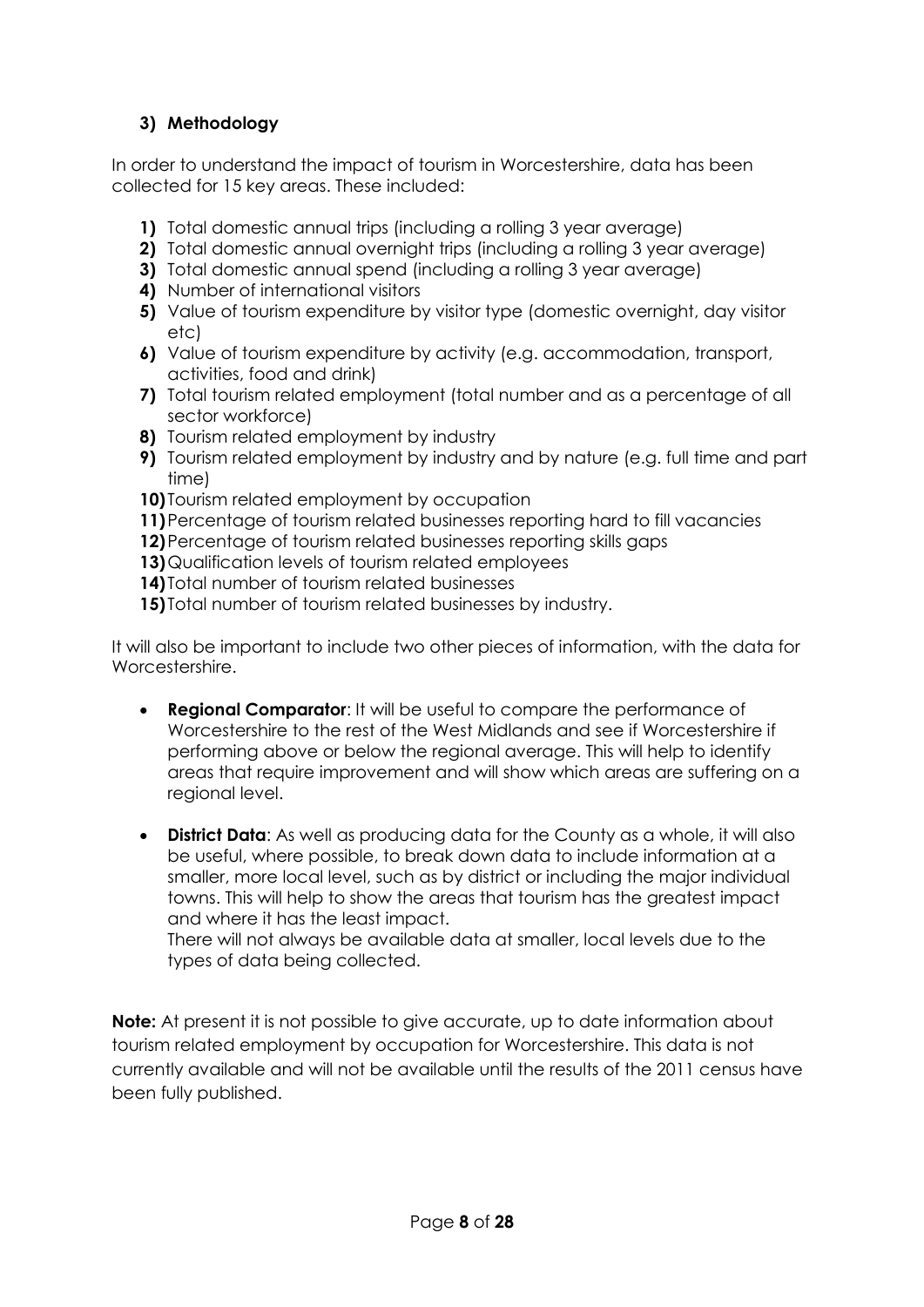## 3) Methodology

In order to understand the impact of tourism in Worcestershire, data has been collected for 15 key areas. These included:

1) Total domestic annual trips (including a rolling 3 year average)
2) Total domestic annual overnight trips (including a rolling 3 year average)
3) Total domestic annual spend (including a rolling 3 year average)
4) Number of international visitors
5) Value of tourism expenditure by visitor type (domestic overnight, day visitor etc)
6) Value of tourism expenditure by activity (e.g. accommodation, transport, activities, food and drink)
7) Total tourism related employment (total number and as a percentage of all sector workforce)
8) Tourism related employment by industry
9) Tourism related employment by industry and by nature (e.g. full time and part time)
10) Tourism related employment by occupation
11) Percentage of tourism related businesses reporting hard to fill vacancies
12) Percentage of tourism related businesses reporting skills gaps
13) Qualification levels of tourism related employees
14) Total number of tourism related businesses
15) Total number of tourism related businesses by industry.

It will also be important to include two other pieces of information, with the data for Worcestershire.

- **Regional Comparator**: It will be useful to compare the performance of Worcestershire to the rest of the West Midlands and see if Worcestershire if performing above or below the regional average. This will help to identify areas that require improvement and will show which areas are suffering on a regional level.

- **District Data**: As well as producing data for the County as a whole, it will also be useful, where possible, to break down data to include information at a smaller, more local level, such as by district or including the major individual towns. This will help to show the areas that tourism has the greatest impact and where it has the least impact.
  There will not always be available data at smaller, local levels due to the types of data being collected.

**Note:** At present it is not possible to give accurate, up to date information about tourism related employment by occupation for Worcestershire. This data is not currently available and will not be available until the results of the 2011 census have been fully published.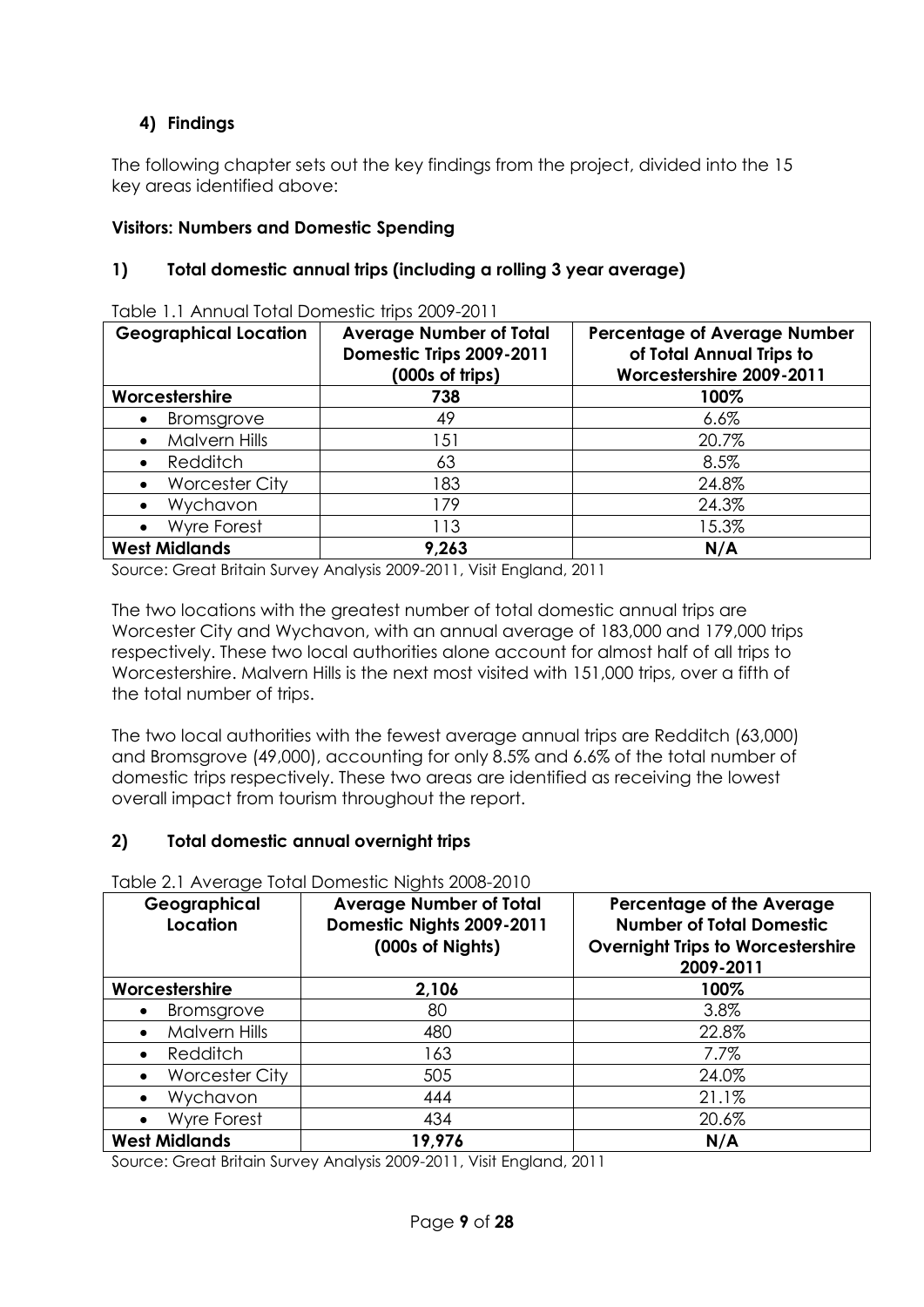## 4) Findings

The following chapter sets out the key findings from the project, divided into the 15 key areas identified above:

**Visitors: Numbers and Domestic Spending**

### 1) Total domestic annual trips (including a rolling 3 year average)

Table 1.1 Annual Total Domestic trips 2009-2011

| Geographical Location | Average Number of Total Domestic Trips 2009-2011 (000s of trips) | Percentage of Average Number of Total Annual Trips to Worcestershire 2009-2011 |
|---|---|---|
| **Worcestershire** | **738** | **100%** |
| • Bromsgrove | 49 | 6.6% |
| • Malvern Hills | 151 | 20.7% |
| • Redditch | 63 | 8.5% |
| • Worcester City | 183 | 24.8% |
| • Wychavon | 179 | 24.3% |
| • Wyre Forest | 113 | 15.3% |
| **West Midlands** | **9,263** | **N/A** |

Source: Great Britain Survey Analysis 2009-2011, Visit England, 2011

The two locations with the greatest number of total domestic annual trips are Worcester City and Wychavon, with an annual average of 183,000 and 179,000 trips respectively. These two local authorities alone account for almost half of all trips to Worcestershire. Malvern Hills is the next most visited with 151,000 trips, over a fifth of the total number of trips.

The two local authorities with the fewest average annual trips are Redditch (63,000) and Bromsgrove (49,000), accounting for only 8.5% and 6.6% of the total number of domestic trips respectively. These two areas are identified as receiving the lowest overall impact from tourism throughout the report.

### 2) Total domestic annual overnight trips

Table 2.1 Average Total Domestic Nights 2008-2010

| Geographical Location | Average Number of Total Domestic Nights 2009-2011 (000s of Nights) | Percentage of the Average Number of Total Domestic Overnight Trips to Worcestershire 2009-2011 |
|---|---|---|
| **Worcestershire** | **2,106** | **100%** |
| • Bromsgrove | 80 | 3.8% |
| • Malvern Hills | 480 | 22.8% |
| • Redditch | 163 | 7.7% |
| • Worcester City | 505 | 24.0% |
| • Wychavon | 444 | 21.1% |
| • Wyre Forest | 434 | 20.6% |
| **West Midlands** | **19,976** | **N/A** |

Source: Great Britain Survey Analysis 2009-2011, Visit England, 2011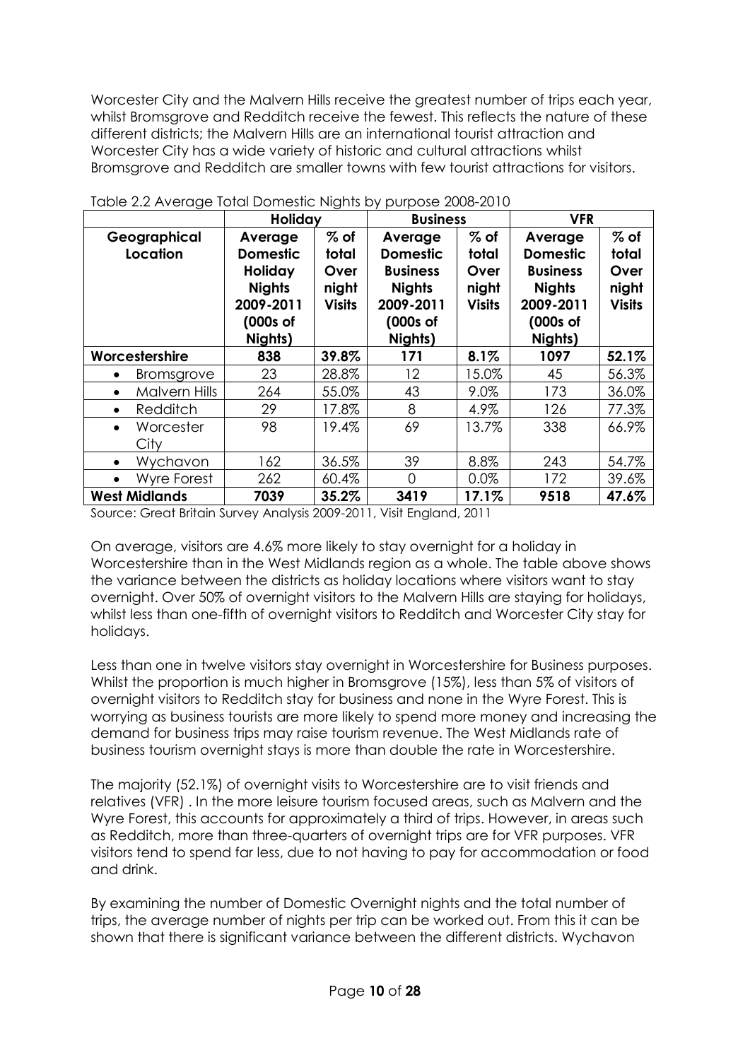Worcester City and the Malvern Hills receive the greatest number of trips each year, whilst Bromsgrove and Redditch receive the fewest. This reflects the nature of these different districts; the Malvern Hills are an international tourist attraction and Worcester City has a wide variety of historic and cultural attractions whilst Bromsgrove and Redditch are smaller towns with few tourist attractions for visitors.

Table 2.2 Average Total Domestic Nights by purpose 2008-2010

| | Holiday | | Business | | VFR | |
|---|---|---|---|---|---|---|
| **Geographical Location** | **Average Domestic Holiday Nights 2009-2011 (000s of Nights)** | **% of total Over night Visits** | **Average Domestic Business Nights 2009-2011 (000s of Nights)** | **% of total Over night Visits** | **Average Domestic Business Nights 2009-2011 (000s of Nights)** | **% of total Over night Visits** |
| **Worcestershire** | **838** | **39.8%** | **171** | **8.1%** | **1097** | **52.1%** |
| • Bromsgrove | 23 | 28.8% | 12 | 15.0% | 45 | 56.3% |
| • Malvern Hills | 264 | 55.0% | 43 | 9.0% | 173 | 36.0% |
| • Redditch | 29 | 17.8% | 8 | 4.9% | 126 | 77.3% |
| • Worcester City | 98 | 19.4% | 69 | 13.7% | 338 | 66.9% |
| • Wychavon | 162 | 36.5% | 39 | 8.8% | 243 | 54.7% |
| • Wyre Forest | 262 | 60.4% | 0 | 0.0% | 172 | 39.6% |
| **West Midlands** | **7039** | **35.2%** | **3419** | **17.1%** | **9518** | **47.6%** |

Source: Great Britain Survey Analysis 2009-2011, Visit England, 2011

On average, visitors are 4.6% more likely to stay overnight for a holiday in Worcestershire than in the West Midlands region as a whole. The table above shows the variance between the districts as holiday locations where visitors want to stay overnight. Over 50% of overnight visitors to the Malvern Hills are staying for holidays, whilst less than one-fifth of overnight visitors to Redditch and Worcester City stay for holidays.

Less than one in twelve visitors stay overnight in Worcestershire for Business purposes. Whilst the proportion is much higher in Bromsgrove (15%), less than 5% of visitors of overnight visitors to Redditch stay for business and none in the Wyre Forest. This is worrying as business tourists are more likely to spend more money and increasing the demand for business trips may raise tourism revenue. The West Midlands rate of business tourism overnight stays is more than double the rate in Worcestershire.

The majority (52.1%) of overnight visits to Worcestershire are to visit friends and relatives (VFR) . In the more leisure tourism focused areas, such as Malvern and the Wyre Forest, this accounts for approximately a third of trips. However, in areas such as Redditch, more than three-quarters of overnight trips are for VFR purposes. VFR visitors tend to spend far less, due to not having to pay for accommodation or food and drink.

By examining the number of Domestic Overnight nights and the total number of trips, the average number of nights per trip can be worked out. From this it can be shown that there is significant variance between the different districts. Wychavon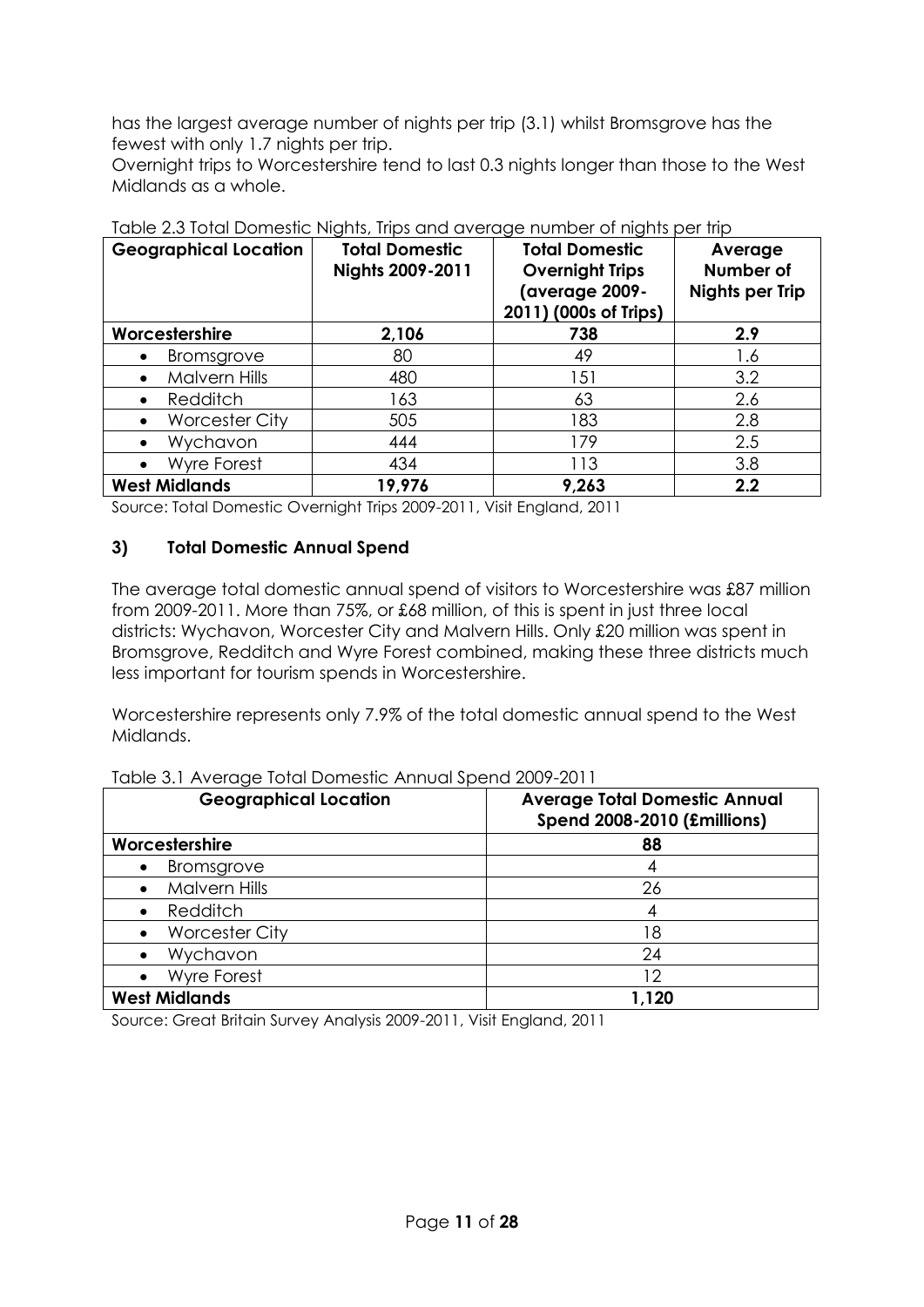has the largest average number of nights per trip (3.1) whilst Bromsgrove has the fewest with only 1.7 nights per trip.

Overnight trips to Worcestershire tend to last 0.3 nights longer than those to the West Midlands as a whole.

Table 2.3 Total Domestic Nights, Trips and average number of nights per trip

| Geographical Location | Total Domestic Nights 2009-2011 | Total Domestic Overnight Trips (average 2009-2011) (000s of Trips) | Average Number of Nights per Trip |
|---|---|---|---|
| **Worcestershire** | **2,106** | **738** | **2.9** |
| • Bromsgrove | 80 | 49 | 1.6 |
| • Malvern Hills | 480 | 151 | 3.2 |
| • Redditch | 163 | 63 | 2.6 |
| • Worcester City | 505 | 183 | 2.8 |
| • Wychavon | 444 | 179 | 2.5 |
| • Wyre Forest | 434 | 113 | 3.8 |
| **West Midlands** | **19,976** | **9,263** | **2.2** |

Source: Total Domestic Overnight Trips 2009-2011, Visit England, 2011

### 3) Total Domestic Annual Spend

The average total domestic annual spend of visitors to Worcestershire was £87 million from 2009-2011. More than 75%, or £68 million, of this is spent in just three local districts: Wychavon, Worcester City and Malvern Hills. Only £20 million was spent in Bromsgrove, Redditch and Wyre Forest combined, making these three districts much less important for tourism spends in Worcestershire.

Worcestershire represents only 7.9% of the total domestic annual spend to the West Midlands.

Table 3.1 Average Total Domestic Annual Spend 2009-2011

| Geographical Location | Average Total Domestic Annual Spend 2008-2010 (£millions) |
|---|---|
| **Worcestershire** | **88** |
| • Bromsgrove | 4 |
| • Malvern Hills | 26 |
| • Redditch | 4 |
| • Worcester City | 18 |
| • Wychavon | 24 |
| • Wyre Forest | 12 |
| **West Midlands** | **1,120** |

Source: Great Britain Survey Analysis 2009-2011, Visit England, 2011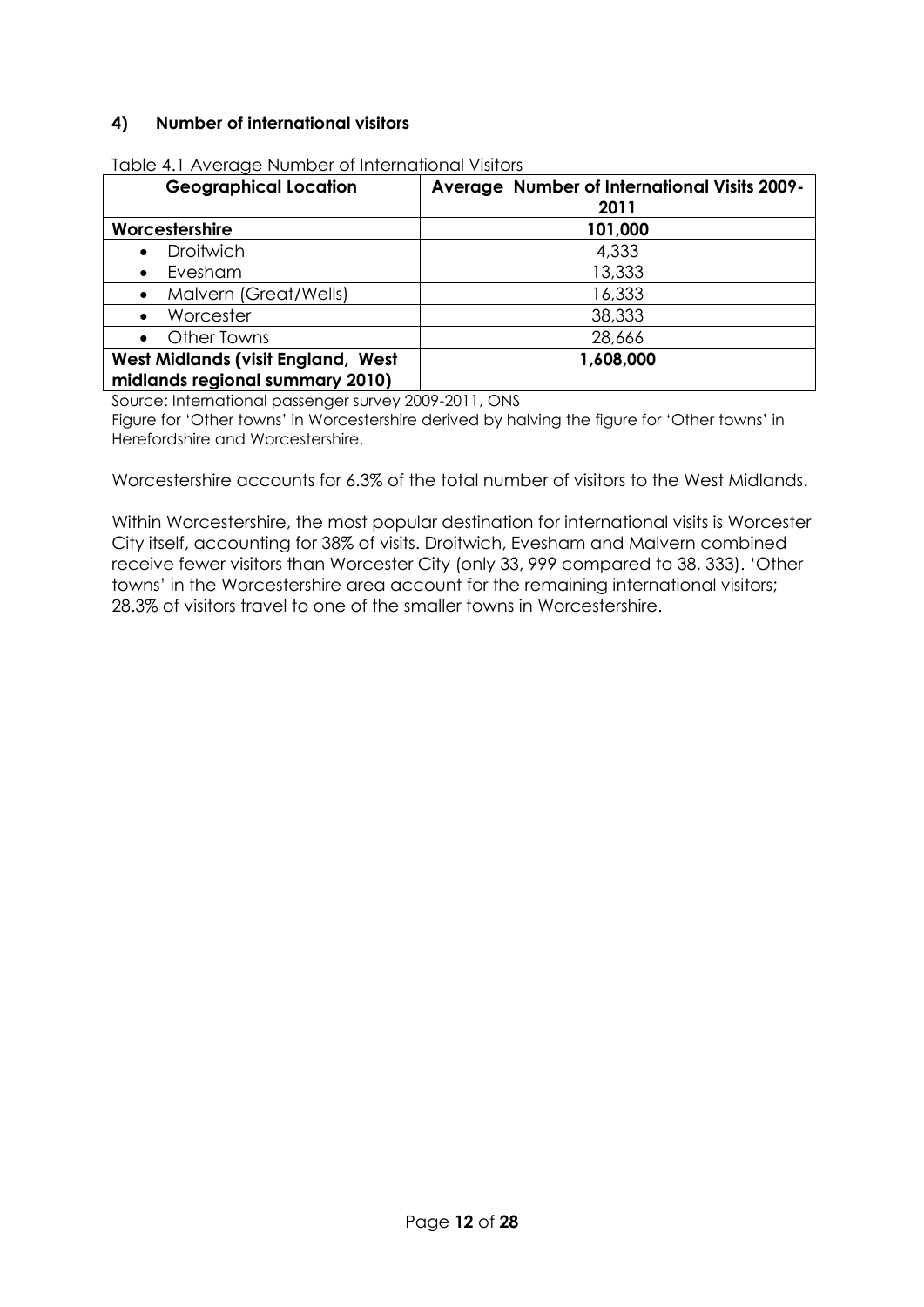## 4) Number of international visitors

Table 4.1 Average Number of International Visitors

| Geographical Location | Average Number of International Visits 2009-2011 |
|---|---|
| **Worcestershire** | **101,000** |
| • Droitwich | 4,333 |
| • Evesham | 13,333 |
| • Malvern (Great/Wells) | 16,333 |
| • Worcester | 38,333 |
| • Other Towns | 28,666 |
| **West Midlands (visit England, West midlands regional summary 2010)** | **1,608,000** |

Source: International passenger survey 2009-2011, ONS

Figure for 'Other towns' in Worcestershire derived by halving the figure for 'Other towns' in Herefordshire and Worcestershire.

Worcestershire accounts for 6.3% of the total number of visitors to the West Midlands.

Within Worcestershire, the most popular destination for international visits is Worcester City itself, accounting for 38% of visits. Droitwich, Evesham and Malvern combined receive fewer visitors than Worcester City (only 33, 999 compared to 38, 333). 'Other towns' in the Worcestershire area account for the remaining international visitors; 28.3% of visitors travel to one of the smaller towns in Worcestershire.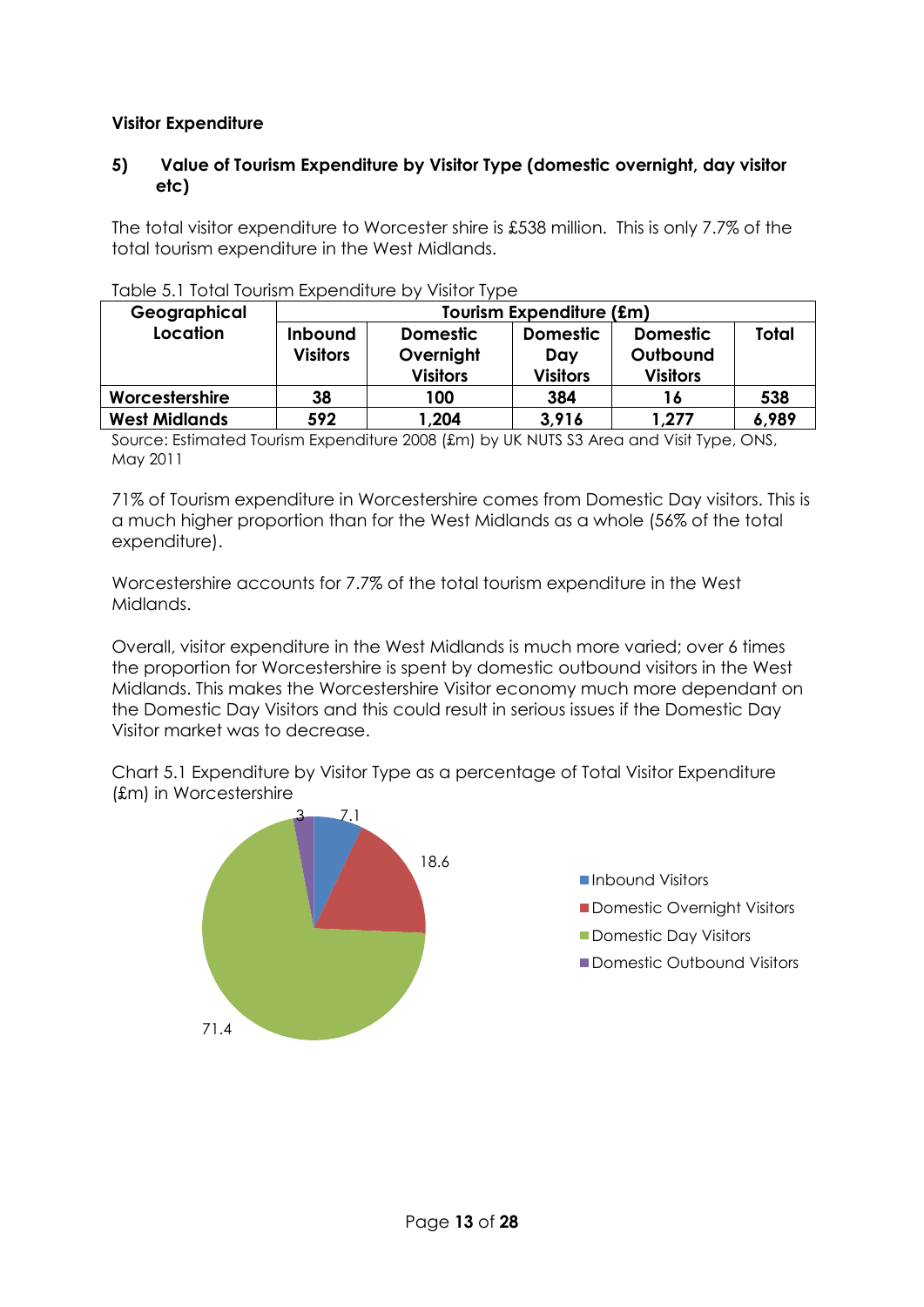**Visitor Expenditure**

**5) Value of Tourism Expenditure by Visitor Type (domestic overnight, day visitor etc)**

The total visitor expenditure to Worcester shire is £538 million. This is only 7.7% of the total tourism expenditure in the West Midlands.

Table 5.1 Total Tourism Expenditure by Visitor Type

| Geographical Location | Tourism Expenditure (£m) | | | | |
|---|---|---|---|---|---|
| | Inbound Visitors | Domestic Overnight Visitors | Domestic Day Visitors | Domestic Outbound Visitors | Total |
| **Worcestershire** | **38** | **100** | **384** | **16** | **538** |
| **West Midlands** | **592** | **1,204** | **3,916** | **1,277** | **6,989** |

Source: Estimated Tourism Expenditure 2008 (£m) by UK NUTS S3 Area and Visit Type, ONS, May 2011

71% of Tourism expenditure in Worcestershire comes from Domestic Day visitors. This is a much higher proportion than for the West Midlands as a whole (56% of the total expenditure).

Worcestershire accounts for 7.7% of the total tourism expenditure in the West Midlands.

Overall, visitor expenditure in the West Midlands is much more varied; over 6 times the proportion for Worcestershire is spent by domestic outbound visitors in the West Midlands. This makes the Worcestershire Visitor economy much more dependant on the Domestic Day Visitors and this could result in serious issues if the Domestic Day Visitor market was to decrease.

Chart 5.1 Expenditure by Visitor Type as a percentage of Total Visitor Expenditure (£m) in Worcestershire

| Visitor Type | % |
|---|---|
| Inbound Visitors | 7.1 |
| Domestic Overnight Visitors | 18.6 |
| Domestic Day Visitors | 71.4 |
| Domestic Outbound Visitors | 3 |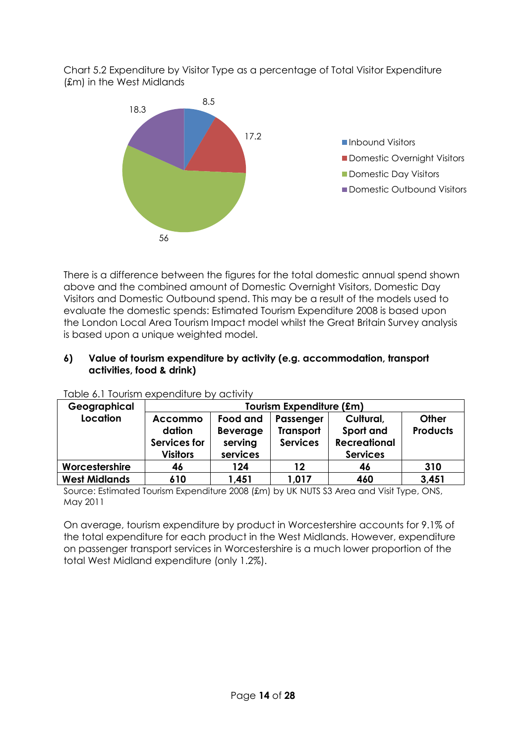Chart 5.2 Expenditure by Visitor Type as a percentage of Total Visitor Expenditure (£m) in the West Midlands

There is a difference between the figures for the total domestic annual spend shown above and the combined amount of Domestic Overnight Visitors, Domestic Day Visitors and Domestic Outbound spend. This may be a result of the models used to evaluate the domestic spends: Estimated Tourism Expenditure 2008 is based upon the London Local Area Tourism Impact model whilst the Great Britain Survey analysis is based upon a unique weighted model.

**6) Value of tourism expenditure by activity (e.g. accommodation, transport activities, food & drink)**

Table 6.1 Tourism expenditure by activity

| Geographical Location | Tourism Expenditure (£m) | | | | |
|---|---|---|---|---|---|
| | Accommodation Services for Visitors | Food and Beverage serving services | Passenger Transport Services | Cultural, Sport and Recreational Services | Other Products |
| **Worcestershire** | **46** | **124** | **12** | **46** | **310** |
| **West Midlands** | **610** | **1,451** | **1,017** | **460** | **3,451** |

Source: Estimated Tourism Expenditure 2008 (£m) by UK NUTS S3 Area and Visit Type, ONS, May 2011

On average, tourism expenditure by product in Worcestershire accounts for 9.1% of the total expenditure for each product in the West Midlands. However, expenditure on passenger transport services in Worcestershire is a much lower proportion of the total West Midland expenditure (only 1.2%).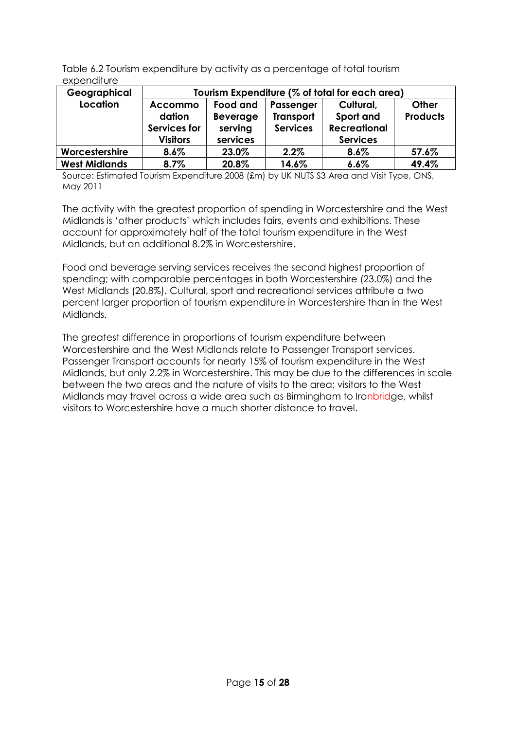Table 6.2 Tourism expenditure by activity as a percentage of total tourism expenditure

| Geographical Location | Tourism Expenditure (% of total for each area) | | | | |
|---|---|---|---|---|---|
| | **Accommodation Services for Visitors** | **Food and Beverage serving services** | **Passenger Transport Services** | **Cultural, Sport and Recreational Services** | **Other Products** |
| **Worcestershire** | **8.6%** | **23.0%** | **2.2%** | **8.6%** | **57.6%** |
| **West Midlands** | **8.7%** | **20.8%** | **14.6%** | **6.6%** | **49.4%** |

Source: Estimated Tourism Expenditure 2008 (£m) by UK NUTS S3 Area and Visit Type, ONS, May 2011

The activity with the greatest proportion of spending in Worcestershire and the West Midlands is 'other products' which includes fairs, events and exhibitions. These account for approximately half of the total tourism expenditure in the West Midlands, but an additional 8.2% in Worcestershire.

Food and beverage serving services receives the second highest proportion of spending; with comparable percentages in both Worcestershire (23.0%) and the West Midlands (20.8%). Cultural, sport and recreational services attribute a two percent larger proportion of tourism expenditure in Worcestershire than in the West Midlands.

The greatest difference in proportions of tourism expenditure between Worcestershire and the West Midlands relate to Passenger Transport services. Passenger Transport accounts for nearly 15% of tourism expenditure in the West Midlands, but only 2.2% in Worcestershire. This may be due to the differences in scale between the two areas and the nature of visits to the area; visitors to the West Midlands may travel across a wide area such as Birmingham to Ironbridge, whilst visitors to Worcestershire have a much shorter distance to travel.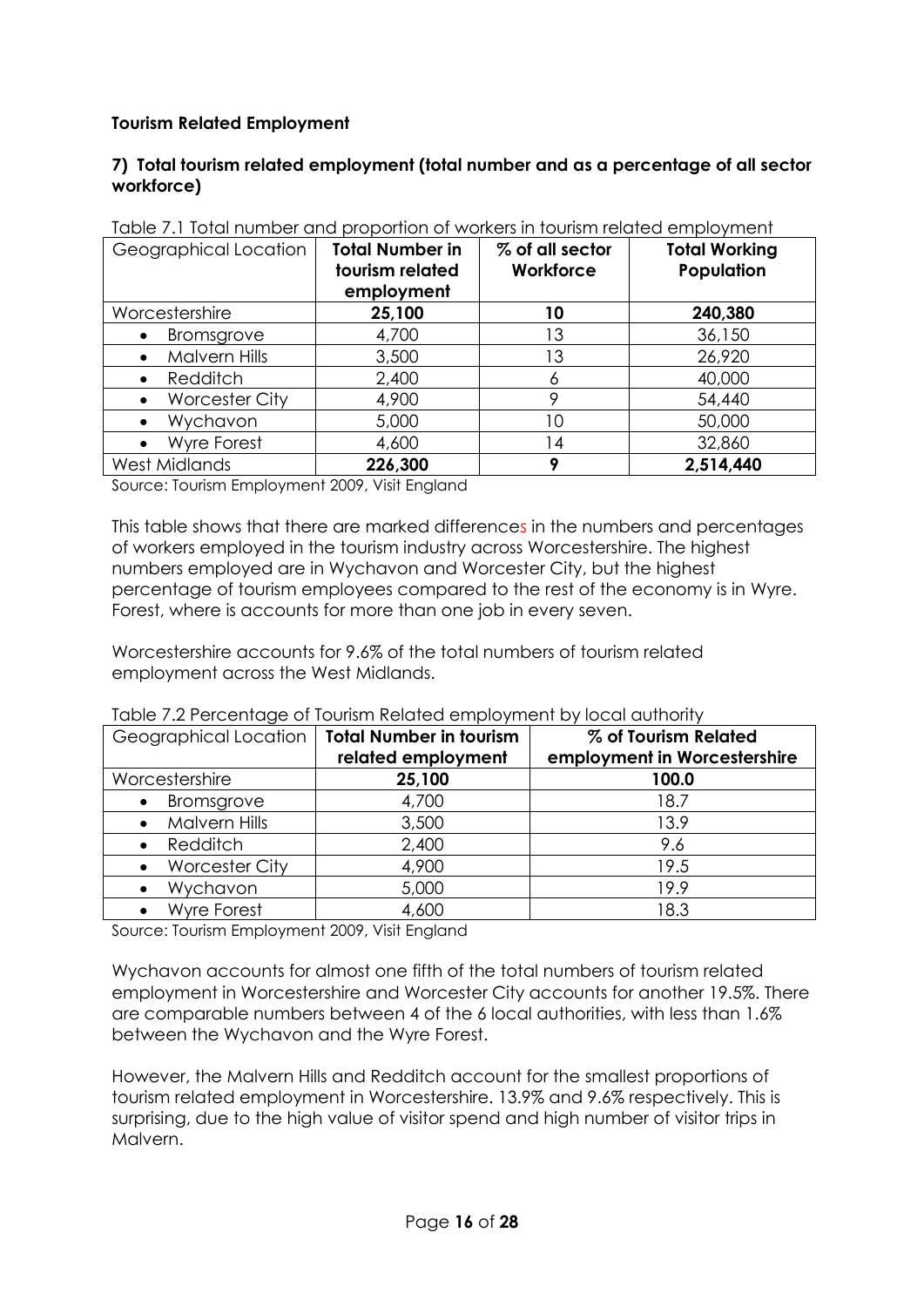**Tourism Related Employment**

**7) Total tourism related employment (total number and as a percentage of all sector workforce)**

Table 7.1 Total number and proportion of workers in tourism related employment

| Geographical Location | **Total Number in tourism related employment** | **% of all sector Workforce** | **Total Working Population** |
|---|---|---|---|
| Worcestershire | **25,100** | **10** | **240,380** |
| • Bromsgrove | 4,700 | 13 | 36,150 |
| • Malvern Hills | 3,500 | 13 | 26,920 |
| • Redditch | 2,400 | 6 | 40,000 |
| • Worcester City | 4,900 | 9 | 54,440 |
| • Wychavon | 5,000 | 10 | 50,000 |
| • Wyre Forest | 4,600 | 14 | 32,860 |
| West Midlands | **226,300** | **9** | **2,514,440** |

Source: Tourism Employment 2009, Visit England

This table shows that there are marked differences in the numbers and percentages of workers employed in the tourism industry across Worcestershire. The highest numbers employed are in Wychavon and Worcester City, but the highest percentage of tourism employees compared to the rest of the economy is in Wyre. Forest, where is accounts for more than one job in every seven.

Worcestershire accounts for 9.6% of the total numbers of tourism related employment across the West Midlands.

Table 7.2 Percentage of Tourism Related employment by local authority

| Geographical Location | **Total Number in tourism related employment** | **% of Tourism Related employment in Worcestershire** |
|---|---|---|
| Worcestershire | **25,100** | **100.0** |
| • Bromsgrove | 4,700 | 18.7 |
| • Malvern Hills | 3,500 | 13.9 |
| • Redditch | 2,400 | 9.6 |
| • Worcester City | 4,900 | 19.5 |
| • Wychavon | 5,000 | 19.9 |
| • Wyre Forest | 4,600 | 18.3 |

Source: Tourism Employment 2009, Visit England

Wychavon accounts for almost one fifth of the total numbers of tourism related employment in Worcestershire and Worcester City accounts for another 19.5%. There are comparable numbers between 4 of the 6 local authorities, with less than 1.6% between the Wychavon and the Wyre Forest.

However, the Malvern Hills and Redditch account for the smallest proportions of tourism related employment in Worcestershire. 13.9% and 9.6% respectively. This is surprising, due to the high value of visitor spend and high number of visitor trips in Malvern.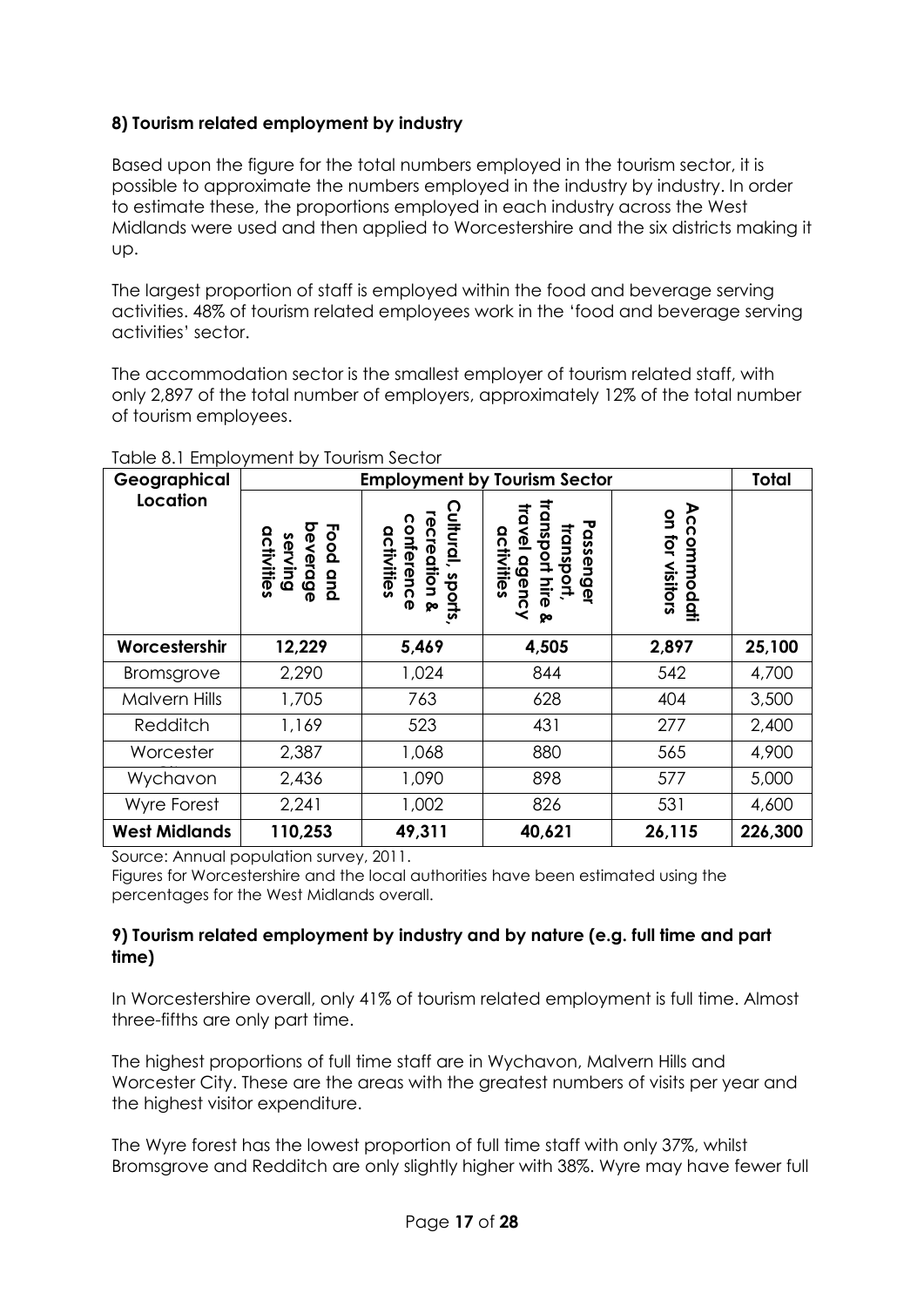**8) Tourism related employment by industry**

Based upon the figure for the total numbers employed in the tourism sector, it is possible to approximate the numbers employed in the industry by industry. In order to estimate these, the proportions employed in each industry across the West Midlands were used and then applied to Worcestershire and the six districts making it up.

The largest proportion of staff is employed within the food and beverage serving activities. 48% of tourism related employees work in the 'food and beverage serving activities' sector.

The accommodation sector is the smallest employer of tourism related staff, with only 2,897 of the total number of employers, approximately 12% of the total number of tourism employees.

Table 8.1 Employment by Tourism Sector

| Geographical Location | Employment by Tourism Sector | | | | Total |
|---|---|---|---|---|---|
| | Food and beverage serving activities | Cultural, sports, recreation & conference activities | Passenger transport, transport hire & travel agency activities | Accommodation for visitors | |
| **Worcestershir** | **12,229** | **5,469** | **4,505** | **2,897** | **25,100** |
| Bromsgrove | 2,290 | 1,024 | 844 | 542 | 4,700 |
| Malvern Hills | 1,705 | 763 | 628 | 404 | 3,500 |
| Redditch | 1,169 | 523 | 431 | 277 | 2,400 |
| Worcester | 2,387 | 1,068 | 880 | 565 | 4,900 |
| Wychavon | 2,436 | 1,090 | 898 | 577 | 5,000 |
| Wyre Forest | 2,241 | 1,002 | 826 | 531 | 4,600 |
| **West Midlands** | **110,253** | **49,311** | **40,621** | **26,115** | **226,300** |

Source: Annual population survey, 2011.
Figures for Worcestershire and the local authorities have been estimated using the percentages for the West Midlands overall.

**9) Tourism related employment by industry and by nature (e.g. full time and part time)**

In Worcestershire overall, only 41% of tourism related employment is full time. Almost three-fifths are only part time.

The highest proportions of full time staff are in Wychavon, Malvern Hills and Worcester City. These are the areas with the greatest numbers of visits per year and the highest visitor expenditure.

The Wyre forest has the lowest proportion of full time staff with only 37%, whilst Bromsgrove and Redditch are only slightly higher with 38%. Wyre may have fewer full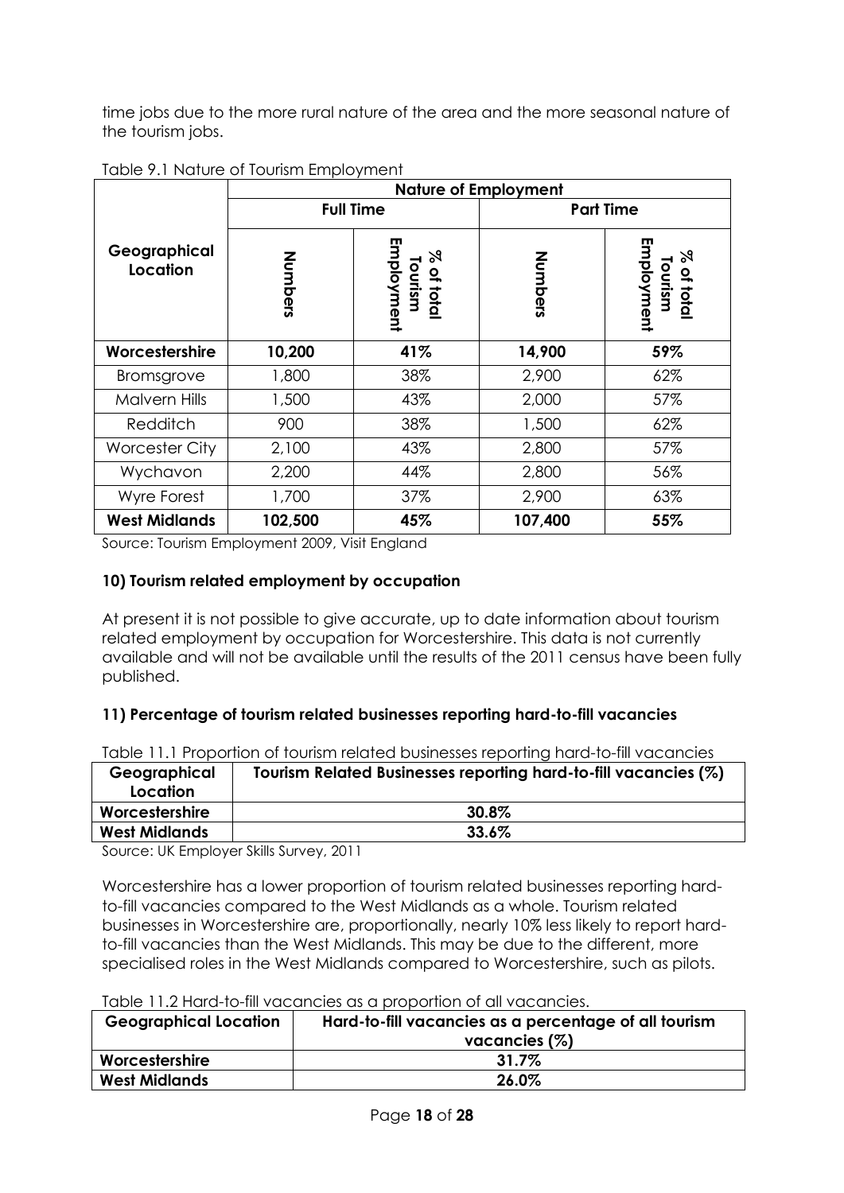time jobs due to the more rural nature of the area and the more seasonal nature of the tourism jobs.

Table 9.1 Nature of Tourism Employment

| Geographical Location | Nature of Employment | | | |
|---|---|---|---|---|
| | Full Time | | Part Time | |
| | Numbers | % of total Tourism Employment | Numbers | % of total Tourism Employment |
| **Worcestershire** | **10,200** | **41%** | **14,900** | **59%** |
| Bromsgrove | 1,800 | 38% | 2,900 | 62% |
| Malvern Hills | 1,500 | 43% | 2,000 | 57% |
| Redditch | 900 | 38% | 1,500 | 62% |
| Worcester City | 2,100 | 43% | 2,800 | 57% |
| Wychavon | 2,200 | 44% | 2,800 | 56% |
| Wyre Forest | 1,700 | 37% | 2,900 | 63% |
| **West Midlands** | **102,500** | **45%** | **107,400** | **55%** |

Source: Tourism Employment 2009, Visit England

### 10) Tourism related employment by occupation

At present it is not possible to give accurate, up to date information about tourism related employment by occupation for Worcestershire. This data is not currently available and will not be available until the results of the 2011 census have been fully published.

### 11) Percentage of tourism related businesses reporting hard-to-fill vacancies

Table 11.1 Proportion of tourism related businesses reporting hard-to-fill vacancies

| Geographical Location | Tourism Related Businesses reporting hard-to-fill vacancies (%) |
|---|---|
| **Worcestershire** | **30.8%** |
| **West Midlands** | **33.6%** |

Source: UK Employer Skills Survey, 2011

Worcestershire has a lower proportion of tourism related businesses reporting hard-to-fill vacancies compared to the West Midlands as a whole. Tourism related businesses in Worcestershire are, proportionally, nearly 10% less likely to report hard-to-fill vacancies than the West Midlands. This may be due to the different, more specialised roles in the West Midlands compared to Worcestershire, such as pilots.

Table 11.2 Hard-to-fill vacancies as a proportion of all vacancies.

| Geographical Location | Hard-to-fill vacancies as a percentage of all tourism vacancies (%) |
|---|---|
| **Worcestershire** | **31.7%** |
| **West Midlands** | **26.0%** |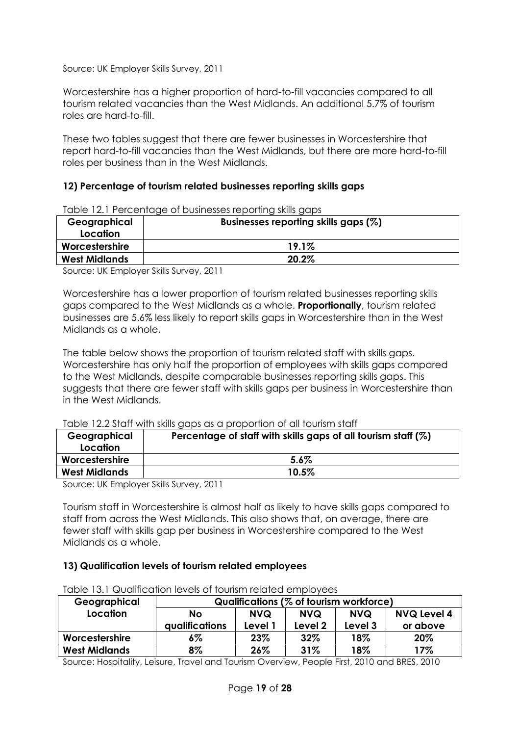Source: UK Employer Skills Survey, 2011

Worcestershire has a higher proportion of hard-to-fill vacancies compared to all tourism related vacancies than the West Midlands. An additional 5.7% of tourism roles are hard-to-fill.

These two tables suggest that there are fewer businesses in Worcestershire that report hard-to-fill vacancies than the West Midlands, but there are more hard-to-fill roles per business than in the West Midlands.

### 12) Percentage of tourism related businesses reporting skills gaps

Table 12.1 Percentage of businesses reporting skills gaps

| Geographical Location | Businesses reporting skills gaps (%) |
|---|---|
| **Worcestershire** | **19.1%** |
| **West Midlands** | **20.2%** |

Source: UK Employer Skills Survey, 2011

Worcestershire has a lower proportion of tourism related businesses reporting skills gaps compared to the West Midlands as a whole. **Proportionally**, tourism related businesses are 5.6% less likely to report skills gaps in Worcestershire than in the West Midlands as a whole.

The table below shows the proportion of tourism related staff with skills gaps. Worcestershire has only half the proportion of employees with skills gaps compared to the West Midlands, despite comparable businesses reporting skills gaps. This suggests that there are fewer staff with skills gaps per business in Worcestershire than in the West Midlands.

Table 12.2 Staff with skills gaps as a proportion of all tourism staff

| Geographical Location | Percentage of staff with skills gaps of all tourism staff (%) |
|---|---|
| **Worcestershire** | **5.6%** |
| **West Midlands** | **10.5%** |

Source: UK Employer Skills Survey, 2011

Tourism staff in Worcestershire is almost half as likely to have skills gaps compared to staff from across the West Midlands. This also shows that, on average, there are fewer staff with skills gap per business in Worcestershire compared to the West Midlands as a whole.

### 13) Qualification levels of tourism related employees

Table 13.1 Qualification levels of tourism related employees

| Geographical Location | Qualifications (% of tourism workforce) | | | | |
|---|---|---|---|---|---|
| | No qualifications | NVQ Level 1 | NVQ Level 2 | NVQ Level 3 | NVQ Level 4 or above |
| **Worcestershire** | **6%** | **23%** | **32%** | **18%** | **20%** |
| **West Midlands** | **8%** | **26%** | **31%** | **18%** | **17%** |

Source: Hospitality, Leisure, Travel and Tourism Overview, People First, 2010 and BRES, 2010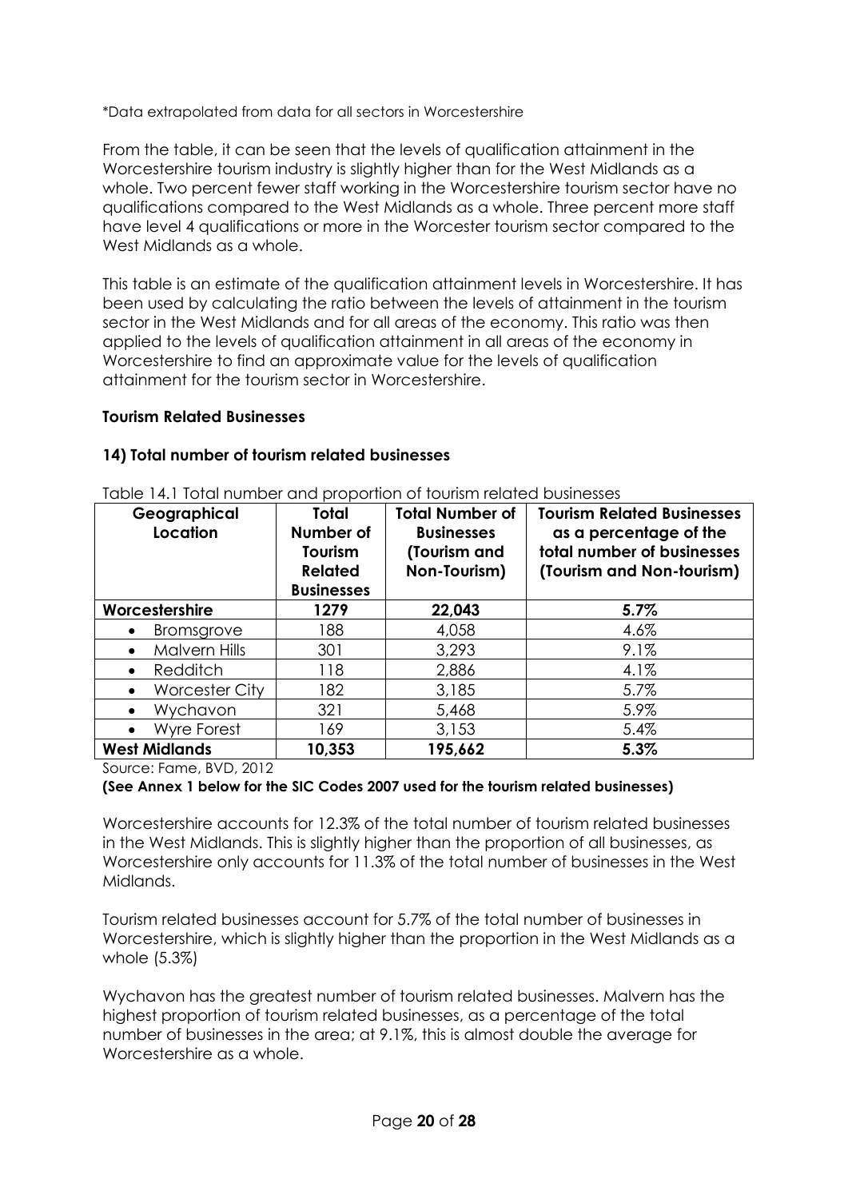*Data extrapolated from data for all sectors in Worcestershire

From the table, it can be seen that the levels of qualification attainment in the Worcestershire tourism industry is slightly higher than for the West Midlands as a whole. Two percent fewer staff working in the Worcestershire tourism sector have no qualifications compared to the West Midlands as a whole. Three percent more staff have level 4 qualifications or more in the Worcester tourism sector compared to the West Midlands as a whole.

This table is an estimate of the qualification attainment levels in Worcestershire. It has been used by calculating the ratio between the levels of attainment in the tourism sector in the West Midlands and for all areas of the economy. This ratio was then applied to the levels of qualification attainment in all areas of the economy in Worcestershire to find an approximate value for the levels of qualification attainment for the tourism sector in Worcestershire.

**Tourism Related Businesses**

**14) Total number of tourism related businesses**

Table 14.1 Total number and proportion of tourism related businesses

| Geographical Location | Total Number of Tourism Related Businesses | Total Number of Businesses (Tourism and Non-Tourism) | Tourism Related Businesses as a percentage of the total number of businesses (Tourism and Non-tourism) |
|---|---|---|---|
| **Worcestershire** | **1279** | **22,043** | **5.7%** |
| • Bromsgrove | 188 | 4,058 | 4.6% |
| • Malvern Hills | 301 | 3,293 | 9.1% |
| • Redditch | 118 | 2,886 | 4.1% |
| • Worcester City | 182 | 3,185 | 5.7% |
| • Wychavon | 321 | 5,468 | 5.9% |
| • Wyre Forest | 169 | 3,153 | 5.4% |
| **West Midlands** | **10,353** | **195,662** | **5.3%** |

Source: Fame, BVD, 2012

**(See Annex 1 below for the SIC Codes 2007 used for the tourism related businesses)**

Worcestershire accounts for 12.3% of the total number of tourism related businesses in the West Midlands. This is slightly higher than the proportion of all businesses, as Worcestershire only accounts for 11.3% of the total number of businesses in the West Midlands.

Tourism related businesses account for 5.7% of the total number of businesses in Worcestershire, which is slightly higher than the proportion in the West Midlands as a whole (5.3%)

Wychavon has the greatest number of tourism related businesses. Malvern has the highest proportion of tourism related businesses, as a percentage of the total number of businesses in the area; at 9.1%, this is almost double the average for Worcestershire as a whole.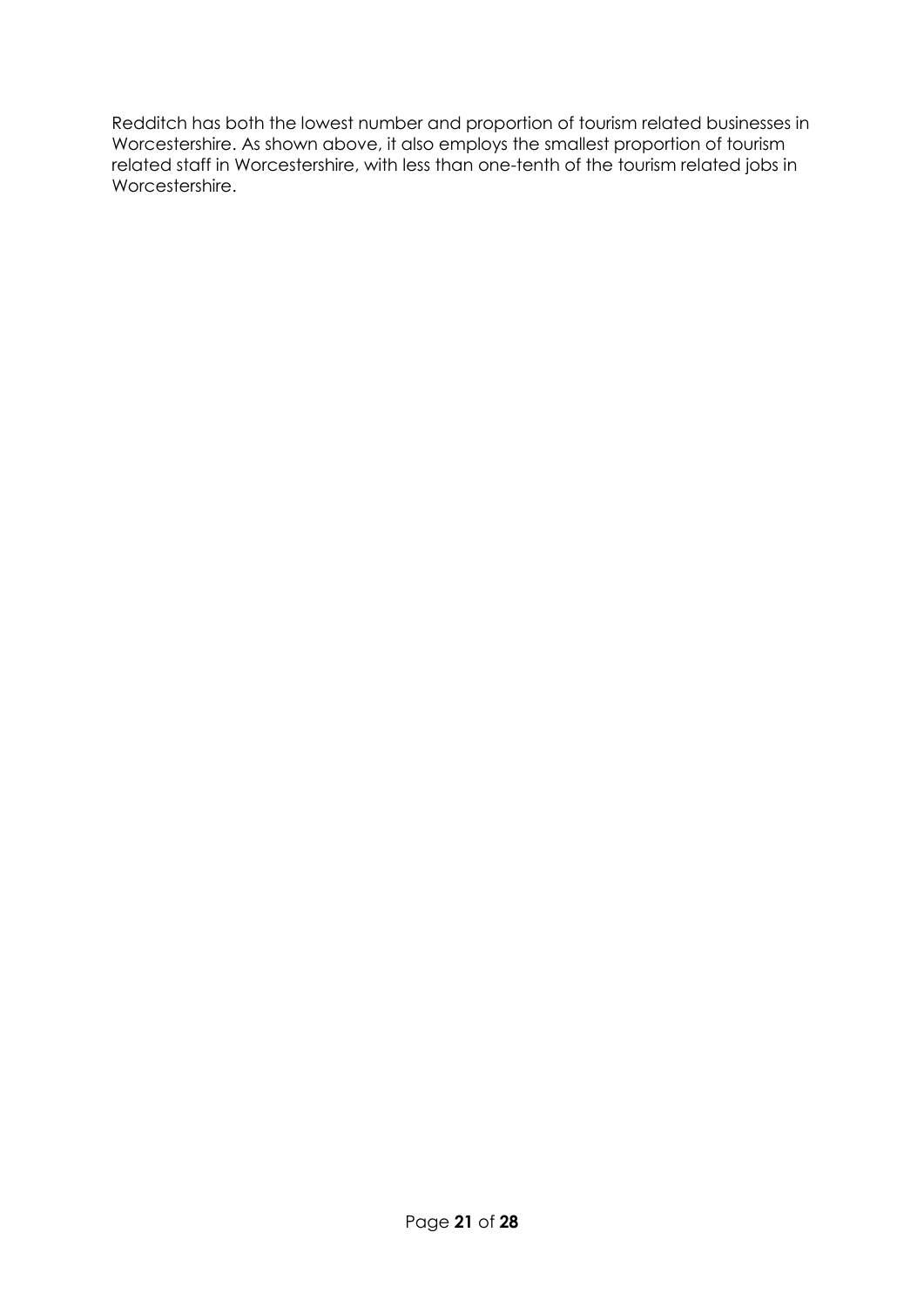Redditch has both the lowest number and proportion of tourism related businesses in Worcestershire. As shown above, it also employs the smallest proportion of tourism related staff in Worcestershire, with less than one-tenth of the tourism related jobs in Worcestershire.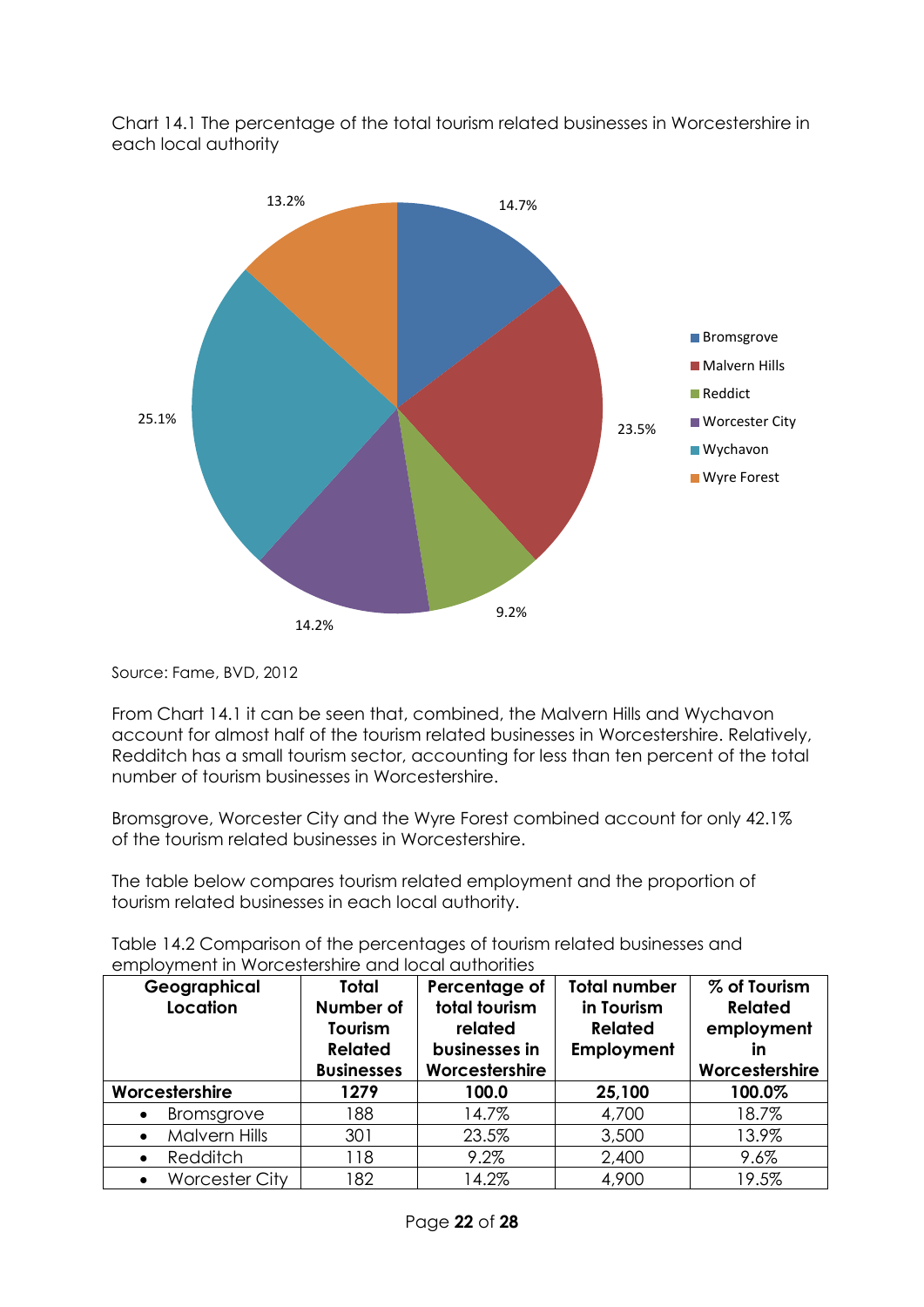Chart 14.1 The percentage of the total tourism related businesses in Worcestershire in each local authority

Source: Fame, BVD, 2012

From Chart 14.1 it can be seen that, combined, the Malvern Hills and Wychavon account for almost half of the tourism related businesses in Worcestershire. Relatively, Redditch has a small tourism sector, accounting for less than ten percent of the total number of tourism businesses in Worcestershire.

Bromsgrove, Worcester City and the Wyre Forest combined account for only 42.1% of the tourism related businesses in Worcestershire.

The table below compares tourism related employment and the proportion of tourism related businesses in each local authority.

Table 14.2 Comparison of the percentages of tourism related businesses and employment in Worcestershire and local authorities

| Geographical Location | Total Number of Tourism Related Businesses | Percentage of total tourism related businesses in Worcestershire | Total number in Tourism Related Employment | % of Tourism Related employment in Worcestershire |
|---|---|---|---|---|
| **Worcestershire** | **1279** | **100.0** | **25,100** | **100.0%** |
| • Bromsgrove | 188 | 14.7% | 4,700 | 18.7% |
| • Malvern Hills | 301 | 23.5% | 3,500 | 13.9% |
| • Redditch | 118 | 9.2% | 2,400 | 9.6% |
| • Worcester City | 182 | 14.2% | 4,900 | 19.5% |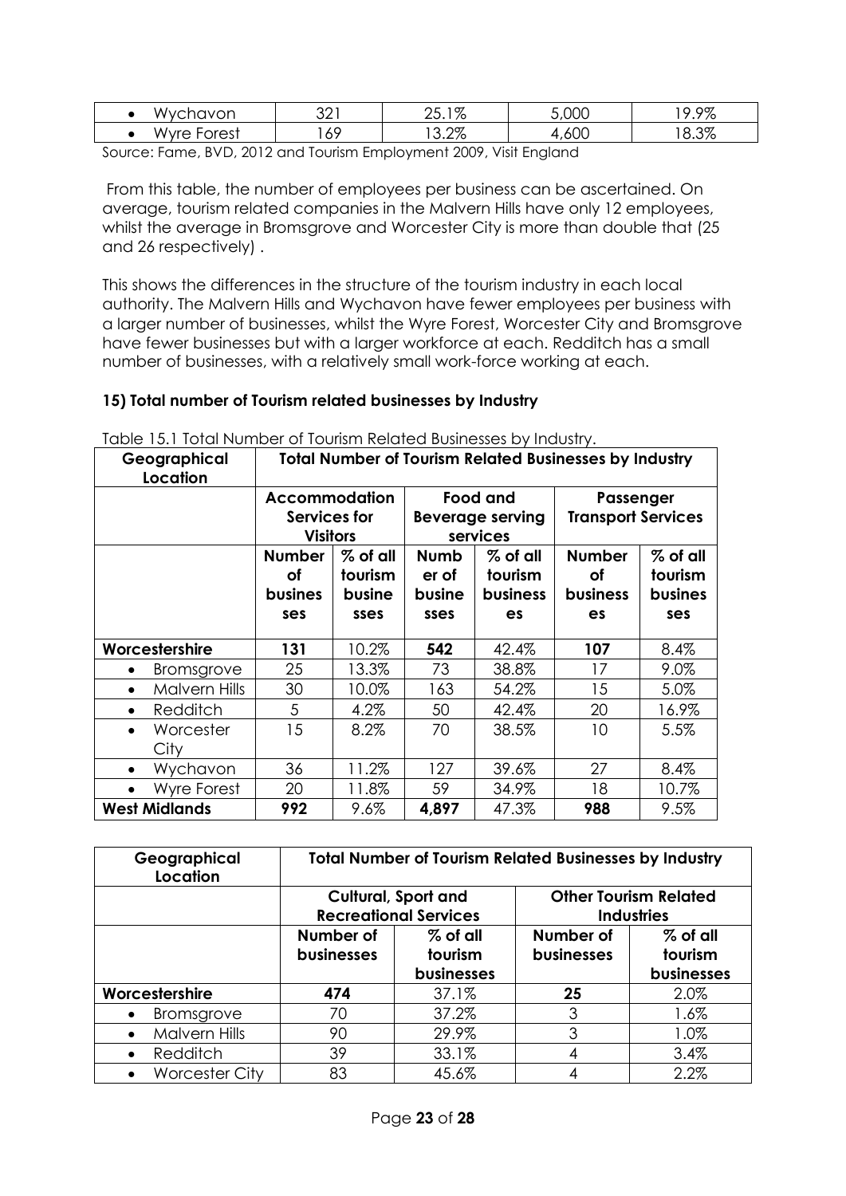| • Wychavon | 321 | 25.1% | 5,000 | 19.9% |
|---|---|---|---|---|
| • Wyre Forest | 169 | 13.2% | 4,600 | 18.3% |

Source: Fame, BVD, 2012 and Tourism Employment 2009, Visit England

From this table, the number of employees per business can be ascertained. On average, tourism related companies in the Malvern Hills have only 12 employees, whilst the average in Bromsgrove and Worcester City is more than double that (25 and 26 respectively) .

This shows the differences in the structure of the tourism industry in each local authority. The Malvern Hills and Wychavon have fewer employees per business with a larger number of businesses, whilst the Wyre Forest, Worcester City and Bromsgrove have fewer businesses but with a larger workforce at each. Redditch has a small number of businesses, with a relatively small work-force working at each.

**15) Total number of Tourism related businesses by Industry**

Table 15.1 Total Number of Tourism Related Businesses by Industry.

| Geographical Location | Total Number of Tourism Related Businesses by Industry | | | | | |
|---|---|---|---|---|---|---|
| | Accommodation Services for Visitors | | Food and Beverage serving services | | Passenger Transport Services | |
| | Number of businesses | % of all tourism businesses | Number of business | % of all tourism businesses | Number of businesses | % of all tourism businesses |
| **Worcestershire** | **131** | 10.2% | **542** | 42.4% | **107** | 8.4% |
| • Bromsgrove | 25 | 13.3% | 73 | 38.8% | 17 | 9.0% |
| • Malvern Hills | 30 | 10.0% | 163 | 54.2% | 15 | 5.0% |
| • Redditch | 5 | 4.2% | 50 | 42.4% | 20 | 16.9% |
| • Worcester City | 15 | 8.2% | 70 | 38.5% | 10 | 5.5% |
| • Wychavon | 36 | 11.2% | 127 | 39.6% | 27 | 8.4% |
| • Wyre Forest | 20 | 11.8% | 59 | 34.9% | 18 | 10.7% |
| **West Midlands** | **992** | 9.6% | **4,897** | 47.3% | **988** | 9.5% |

| Geographical Location | Total Number of Tourism Related Businesses by Industry | | | |
|---|---|---|---|---|
| | Cultural, Sport and Recreational Services | | Other Tourism Related Industries | |
| | Number of businesses | % of all tourism businesses | Number of businesses | % of all tourism businesses |
| **Worcestershire** | **474** | 37.1% | **25** | 2.0% |
| • Bromsgrove | 70 | 37.2% | 3 | 1.6% |
| • Malvern Hills | 90 | 29.9% | 3 | 1.0% |
| • Redditch | 39 | 33.1% | 4 | 3.4% |
| • Worcester City | 83 | 45.6% | 4 | 2.2% |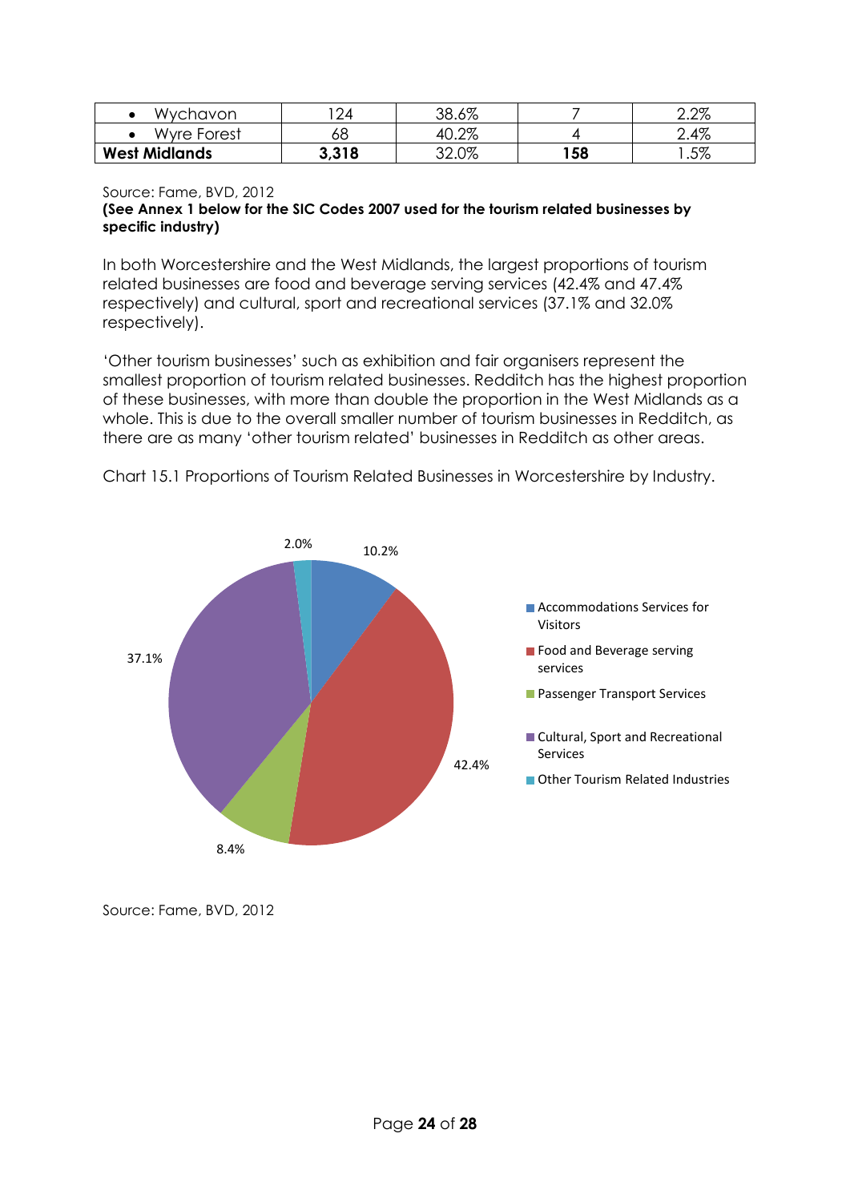| • Wychavon | 124 | 38.6% | 7 | 2.2% |
|---|---|---|---|---|
| • Wyre Forest | 68 | 40.2% | 4 | 2.4% |
| **West Midlands** | **3,318** | 32.0% | **158** | 1.5% |

Source: Fame, BVD, 2012
**(See Annex 1 below for the SIC Codes 2007 used for the tourism related businesses by specific industry)**

In both Worcestershire and the West Midlands, the largest proportions of tourism related businesses are food and beverage serving services (42.4% and 47.4% respectively) and cultural, sport and recreational services (37.1% and 32.0% respectively).

'Other tourism businesses' such as exhibition and fair organisers represent the smallest proportion of tourism related businesses. Redditch has the highest proportion of these businesses, with more than double the proportion in the West Midlands as a whole. This is due to the overall smaller number of tourism businesses in Redditch, as there are as many 'other tourism related' businesses in Redditch as other areas.

Chart 15.1 Proportions of Tourism Related Businesses in Worcestershire by Industry.

| Industry | Proportion |
|---|---|
| Accommodations Services for Visitors | 10.2% |
| Food and Beverage serving services | 42.4% |
| Passenger Transport Services | 8.4% |
| Cultural, Sport and Recreational Services | 37.1% |
| Other Tourism Related Industries | 2.0% |

Source: Fame, BVD, 2012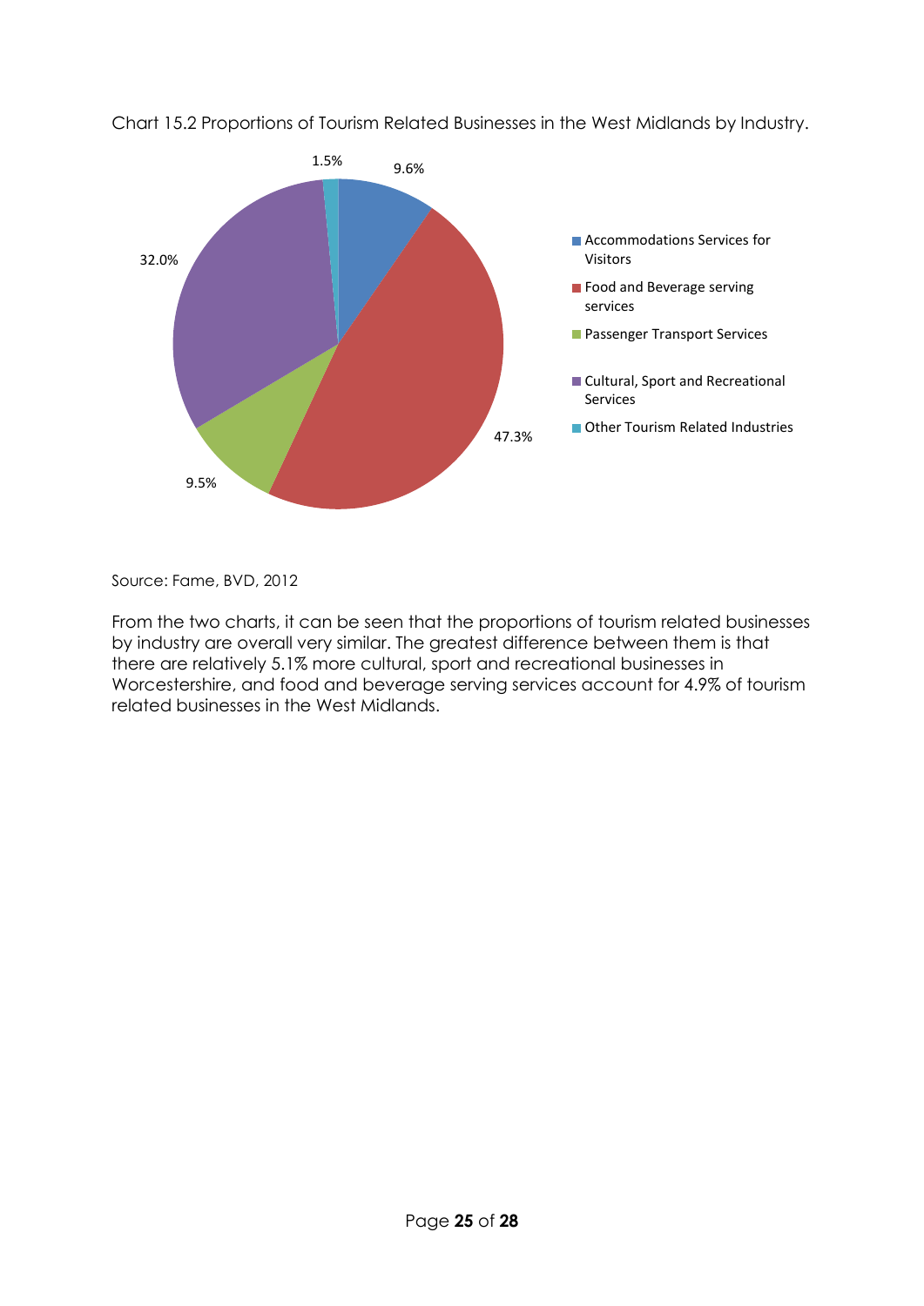Chart 15.2 Proportions of Tourism Related Businesses in the West Midlands by Industry.

| Industry | Proportion |
|---|---|
| Accommodations Services for Visitors | 9.6% |
| Food and Beverage serving services | 47.3% |
| Passenger Transport Services | 9.5% |
| Cultural, Sport and Recreational Services | 32.0% |
| Other Tourism Related Industries | 1.5% |

Source: Fame, BVD, 2012

From the two charts, it can be seen that the proportions of tourism related businesses by industry are overall very similar. The greatest difference between them is that there are relatively 5.1% more cultural, sport and recreational businesses in Worcestershire, and food and beverage serving services account for 4.9% of tourism related businesses in the West Midlands.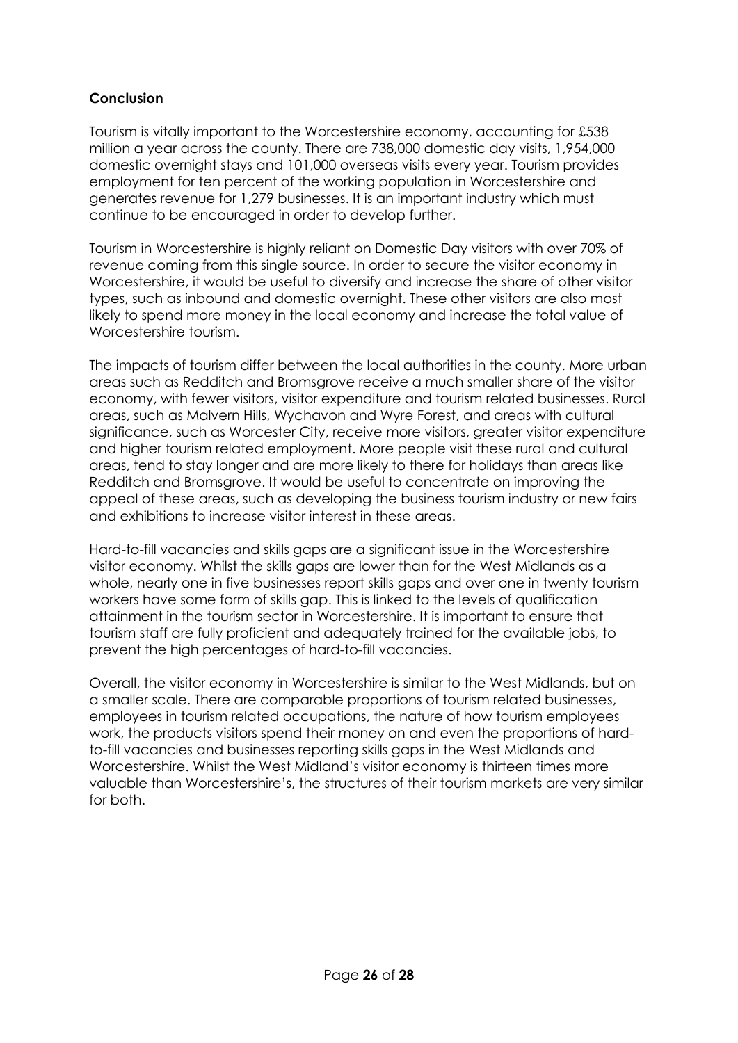**Conclusion**

Tourism is vitally important to the Worcestershire economy, accounting for £538 million a year across the county. There are 738,000 domestic day visits, 1,954,000 domestic overnight stays and 101,000 overseas visits every year. Tourism provides employment for ten percent of the working population in Worcestershire and generates revenue for 1,279 businesses. It is an important industry which must continue to be encouraged in order to develop further.

Tourism in Worcestershire is highly reliant on Domestic Day visitors with over 70% of revenue coming from this single source. In order to secure the visitor economy in Worcestershire, it would be useful to diversify and increase the share of other visitor types, such as inbound and domestic overnight. These other visitors are also most likely to spend more money in the local economy and increase the total value of Worcestershire tourism.

The impacts of tourism differ between the local authorities in the county. More urban areas such as Redditch and Bromsgrove receive a much smaller share of the visitor economy, with fewer visitors, visitor expenditure and tourism related businesses. Rural areas, such as Malvern Hills, Wychavon and Wyre Forest, and areas with cultural significance, such as Worcester City, receive more visitors, greater visitor expenditure and higher tourism related employment. More people visit these rural and cultural areas, tend to stay longer and are more likely to there for holidays than areas like Redditch and Bromsgrove. It would be useful to concentrate on improving the appeal of these areas, such as developing the business tourism industry or new fairs and exhibitions to increase visitor interest in these areas.

Hard-to-fill vacancies and skills gaps are a significant issue in the Worcestershire visitor economy. Whilst the skills gaps are lower than for the West Midlands as a whole, nearly one in five businesses report skills gaps and over one in twenty tourism workers have some form of skills gap. This is linked to the levels of qualification attainment in the tourism sector in Worcestershire. It is important to ensure that tourism staff are fully proficient and adequately trained for the available jobs, to prevent the high percentages of hard-to-fill vacancies.

Overall, the visitor economy in Worcestershire is similar to the West Midlands, but on a smaller scale. There are comparable proportions of tourism related businesses, employees in tourism related occupations, the nature of how tourism employees work, the products visitors spend their money on and even the proportions of hard-to-fill vacancies and businesses reporting skills gaps in the West Midlands and Worcestershire. Whilst the West Midland's visitor economy is thirteen times more valuable than Worcestershire's, the structures of their tourism markets are very similar for both.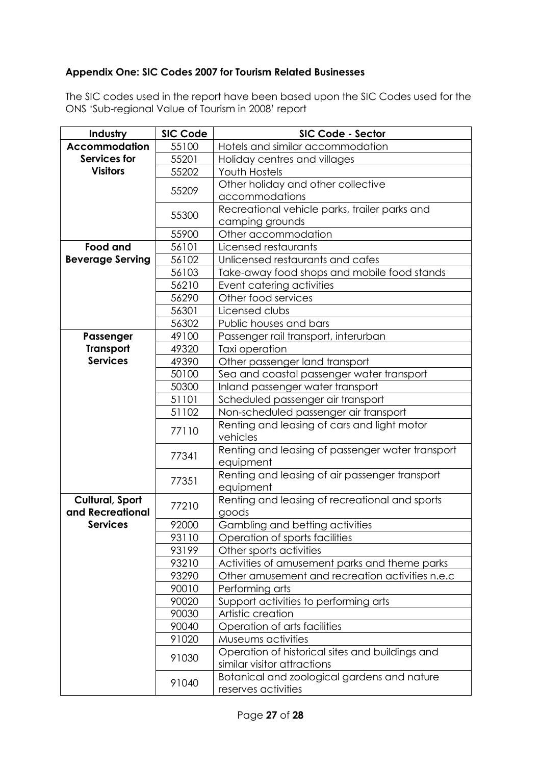**Appendix One: SIC Codes 2007 for Tourism Related Businesses**

The SIC codes used in the report have been based upon the SIC Codes used for the ONS 'Sub-regional Value of Tourism in 2008' report

| Industry | SIC Code | SIC Code - Sector |
|---|---|---|
| **Accommodation Services for Visitors** | 55100 | Hotels and similar accommodation |
| | 55201 | Holiday centres and villages |
| | 55202 | Youth Hostels |
| | 55209 | Other holiday and other collective accommodations |
| | 55300 | Recreational vehicle parks, trailer parks and camping grounds |
| | 55900 | Other accommodation |
| **Food and Beverage Serving** | 56101 | Licensed restaurants |
| | 56102 | Unlicensed restaurants and cafes |
| | 56103 | Take-away food shops and mobile food stands |
| | 56210 | Event catering activities |
| | 56290 | Other food services |
| | 56301 | Licensed clubs |
| | 56302 | Public houses and bars |
| **Passenger Transport Services** | 49100 | Passenger rail transport, interurban |
| | 49320 | Taxi operation |
| | 49390 | Other passenger land transport |
| | 50100 | Sea and coastal passenger water transport |
| | 50300 | Inland passenger water transport |
| | 51101 | Scheduled passenger air transport |
| | 51102 | Non-scheduled passenger air transport |
| | 77110 | Renting and leasing of cars and light motor vehicles |
| | 77341 | Renting and leasing of passenger water transport equipment |
| | 77351 | Renting and leasing of air passenger transport equipment |
| **Cultural, Sport and Recreational Services** | 77210 | Renting and leasing of recreational and sports goods |
| | 92000 | Gambling and betting activities |
| | 93110 | Operation of sports facilities |
| | 93199 | Other sports activities |
| | 93210 | Activities of amusement parks and theme parks |
| | 93290 | Other amusement and recreation activities n.e.c |
| | 90010 | Performing arts |
| | 90020 | Support activities to performing arts |
| | 90030 | Artistic creation |
| | 90040 | Operation of arts facilities |
| | 91020 | Museums activities |
| | 91030 | Operation of historical sites and buildings and similar visitor attractions |
| | 91040 | Botanical and zoological gardens and nature reserves activities |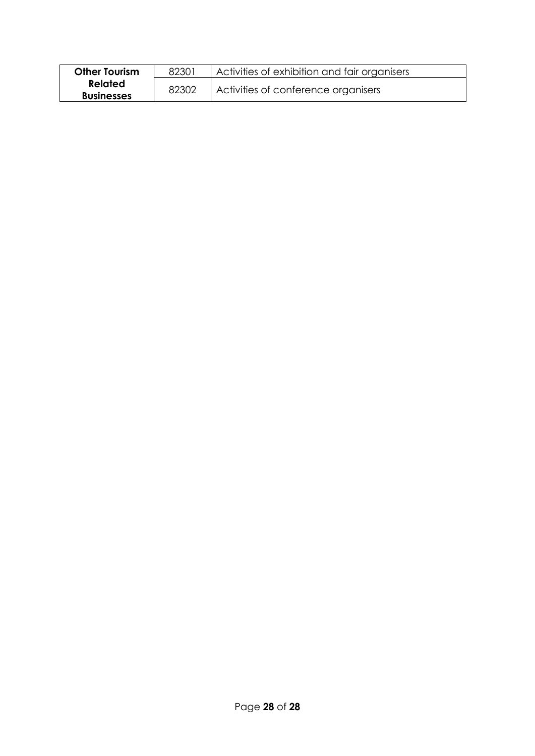| | | |
|---|---|---|
| **Other Tourism Related Businesses** | 82301 | Activities of exhibition and fair organisers |
| | 82302 | Activities of conference organisers |